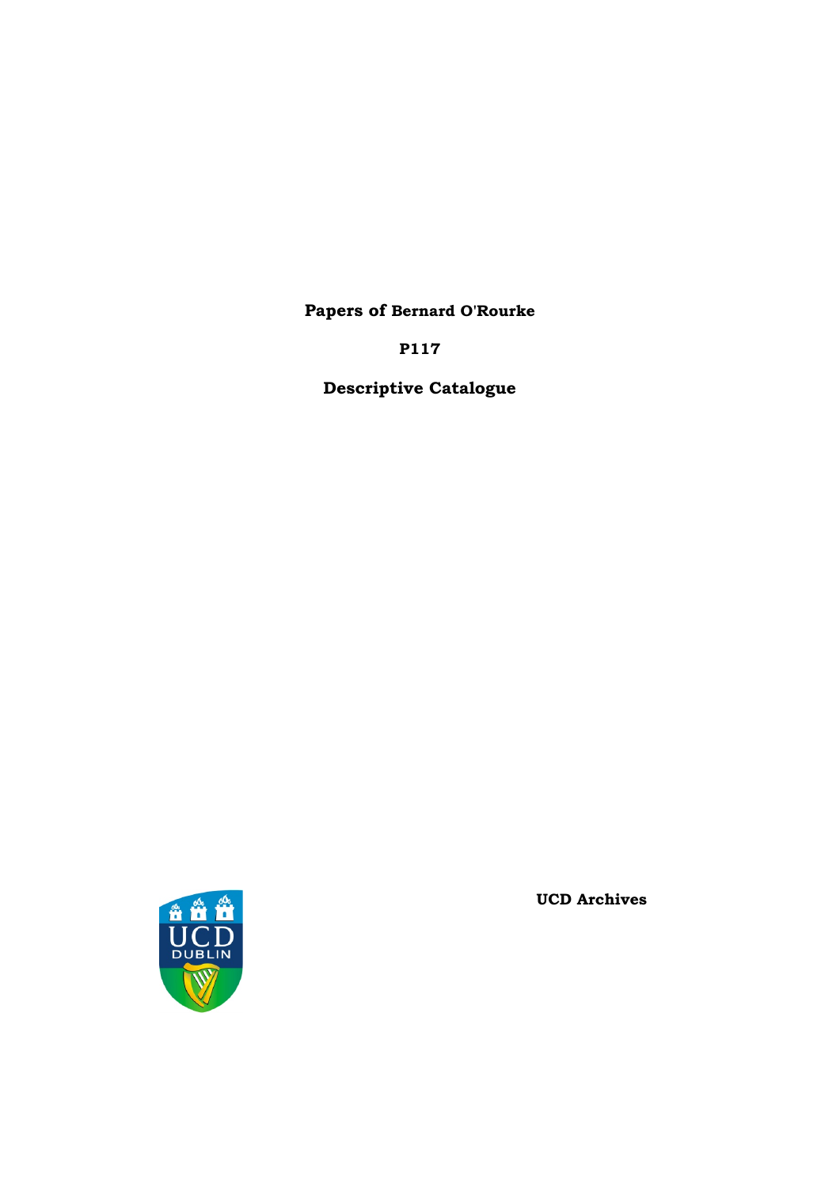**Papers of Bernard O'Rourke**

**P117**

**Descriptive Catalogue**

**UCD Archives**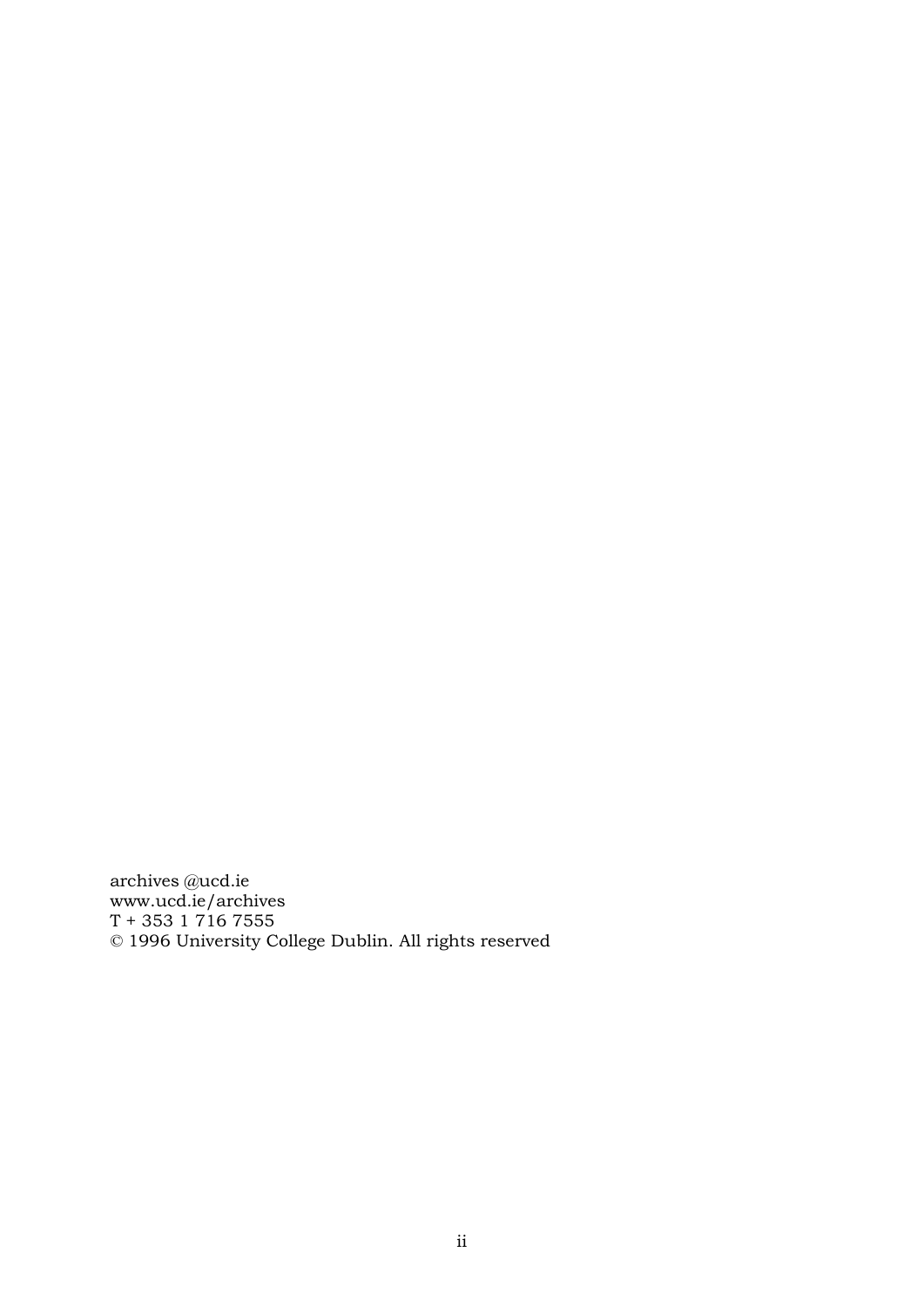archives @ucd.ie
www.ucd.ie/archives
T + 353 1 716 7555
© 1996 University College Dublin. All rights reserved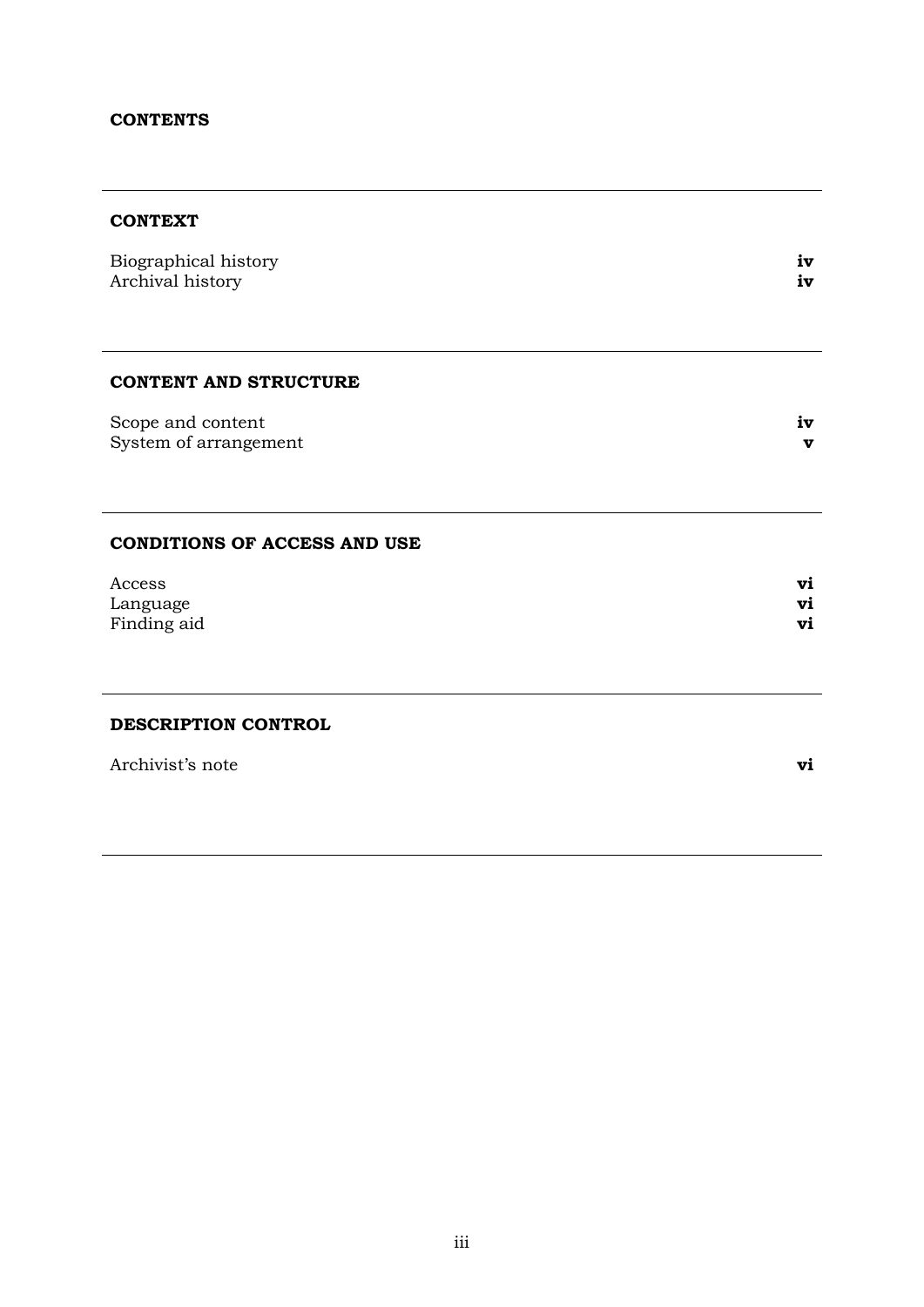# CONTENTS

## CONTEXT

| | |
|---|---|
| Biographical history | **iv** |
| Archival history | **iv** |

## CONTENT AND STRUCTURE

| | |
|---|---|
| Scope and content | **iv** |
| System of arrangement | **v** |

## CONDITIONS OF ACCESS AND USE

| | |
|---|---|
| Access | **vi** |
| Language | **vi** |
| Finding aid | **vi** |

## DESCRIPTION CONTROL

| | |
|---|---|
| Archivist's note | **vi** |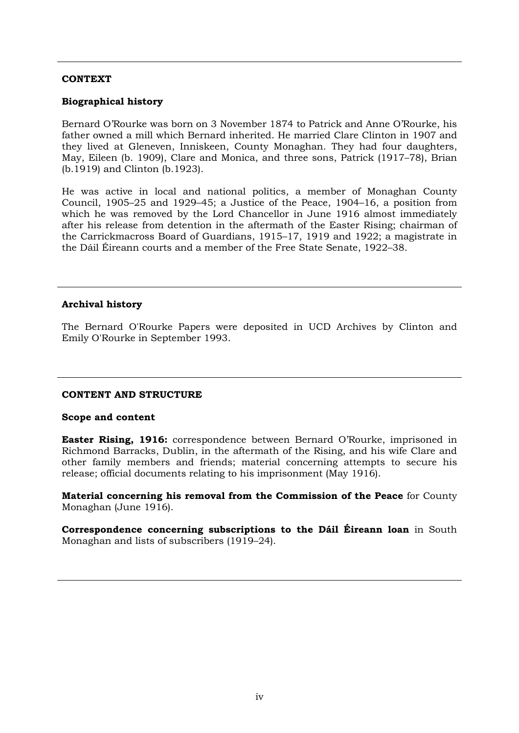## CONTEXT

### Biographical history

Bernard O'Rourke was born on 3 November 1874 to Patrick and Anne O'Rourke, his father owned a mill which Bernard inherited. He married Clare Clinton in 1907 and they lived at Gleneven, Inniskeen, County Monaghan. They had four daughters, May, Eileen (b. 1909), Clare and Monica, and three sons, Patrick (1917–78), Brian (b.1919) and Clinton (b.1923).

He was active in local and national politics, a member of Monaghan County Council, 1905–25 and 1929–45; a Justice of the Peace, 1904–16, a position from which he was removed by the Lord Chancellor in June 1916 almost immediately after his release from detention in the aftermath of the Easter Rising; chairman of the Carrickmacross Board of Guardians, 1915–17, 1919 and 1922; a magistrate in the Dáil Éireann courts and a member of the Free State Senate, 1922–38.

---

### Archival history

The Bernard O'Rourke Papers were deposited in UCD Archives by Clinton and Emily O'Rourke in September 1993.

---

## CONTENT AND STRUCTURE

### Scope and content

**Easter Rising, 1916:** correspondence between Bernard O'Rourke, imprisoned in Richmond Barracks, Dublin, in the aftermath of the Rising, and his wife Clare and other family members and friends; material concerning attempts to secure his release; official documents relating to his imprisonment (May 1916).

**Material concerning his removal from the Commission of the Peace** for County Monaghan (June 1916).

**Correspondence concerning subscriptions to the Dáil Éireann loan** in South Monaghan and lists of subscribers (1919–24).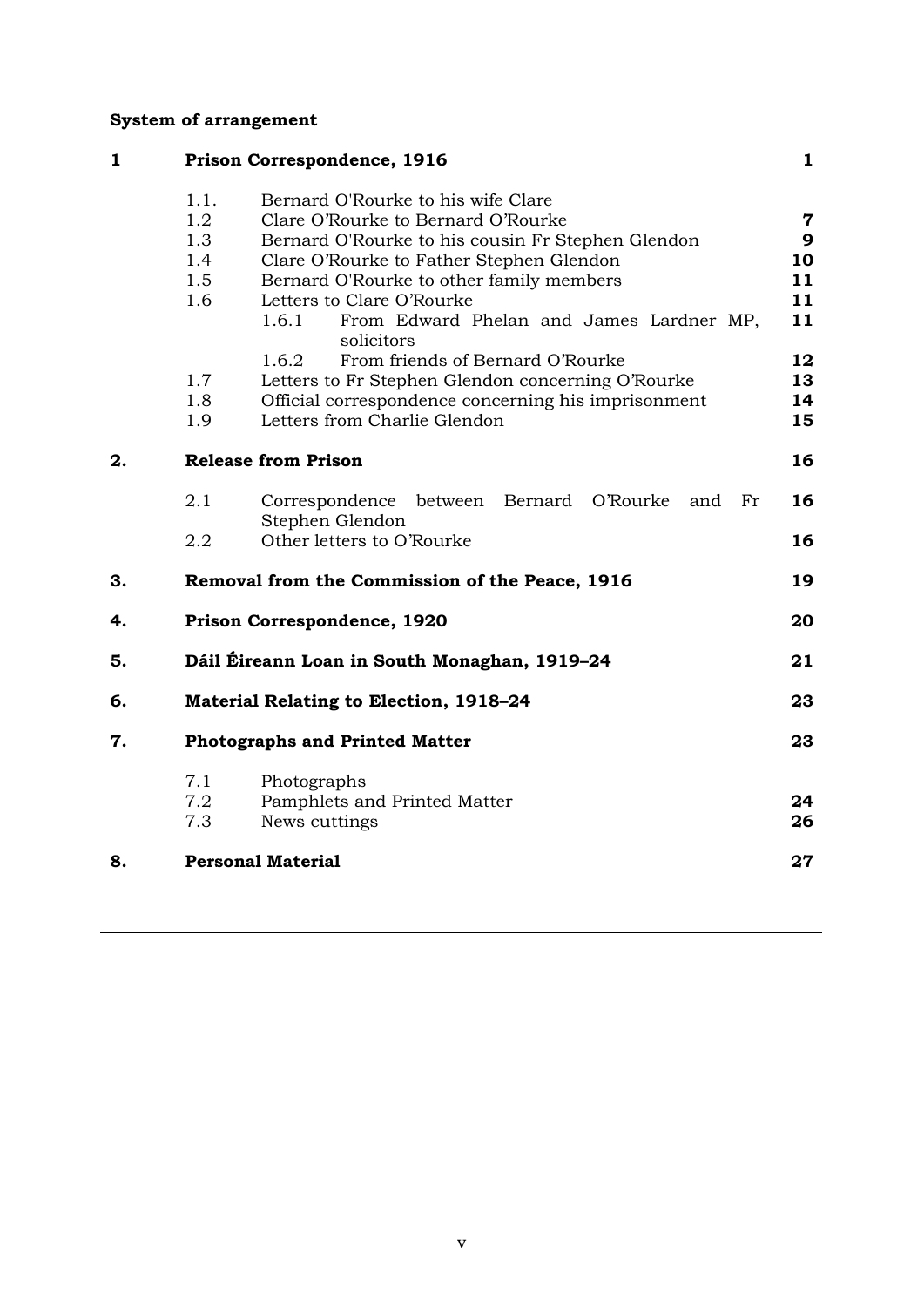**System of arrangement**

| | | | |
|---|---|---|---|
| **1** | **Prison Correspondence, 1916** | | **1** |
| | 1.1. | Bernard O'Rourke to his wife Clare | |
| | 1.2 | Clare O'Rourke to Bernard O'Rourke | **7** |
| | 1.3 | Bernard O'Rourke to his cousin Fr Stephen Glendon | **9** |
| | 1.4 | Clare O'Rourke to Father Stephen Glendon | **10** |
| | 1.5 | Bernard O'Rourke to other family members | **11** |
| | 1.6 | Letters to Clare O'Rourke | **11** |
| | | 1.6.1 From Edward Phelan and James Lardner MP, solicitors | **11** |
| | | 1.6.2 From friends of Bernard O'Rourke | **12** |
| | 1.7 | Letters to Fr Stephen Glendon concerning O'Rourke | **13** |
| | 1.8 | Official correspondence concerning his imprisonment | **14** |
| | 1.9 | Letters from Charlie Glendon | **15** |
| **2.** | **Release from Prison** | | **16** |
| | 2.1 | Correspondence between Bernard O'Rourke and Fr Stephen Glendon | **16** |
| | 2.2 | Other letters to O'Rourke | **16** |
| **3.** | **Removal from the Commission of the Peace, 1916** | | **19** |
| **4.** | **Prison Correspondence, 1920** | | **20** |
| **5.** | **Dáil Éireann Loan in South Monaghan, 1919–24** | | **21** |
| **6.** | **Material Relating to Election, 1918–24** | | **23** |
| **7.** | **Photographs and Printed Matter** | | **23** |
| | 7.1 | Photographs | |
| | 7.2 | Pamphlets and Printed Matter | **24** |
| | 7.3 | News cuttings | **26** |
| **8.** | **Personal Material** | | **27** |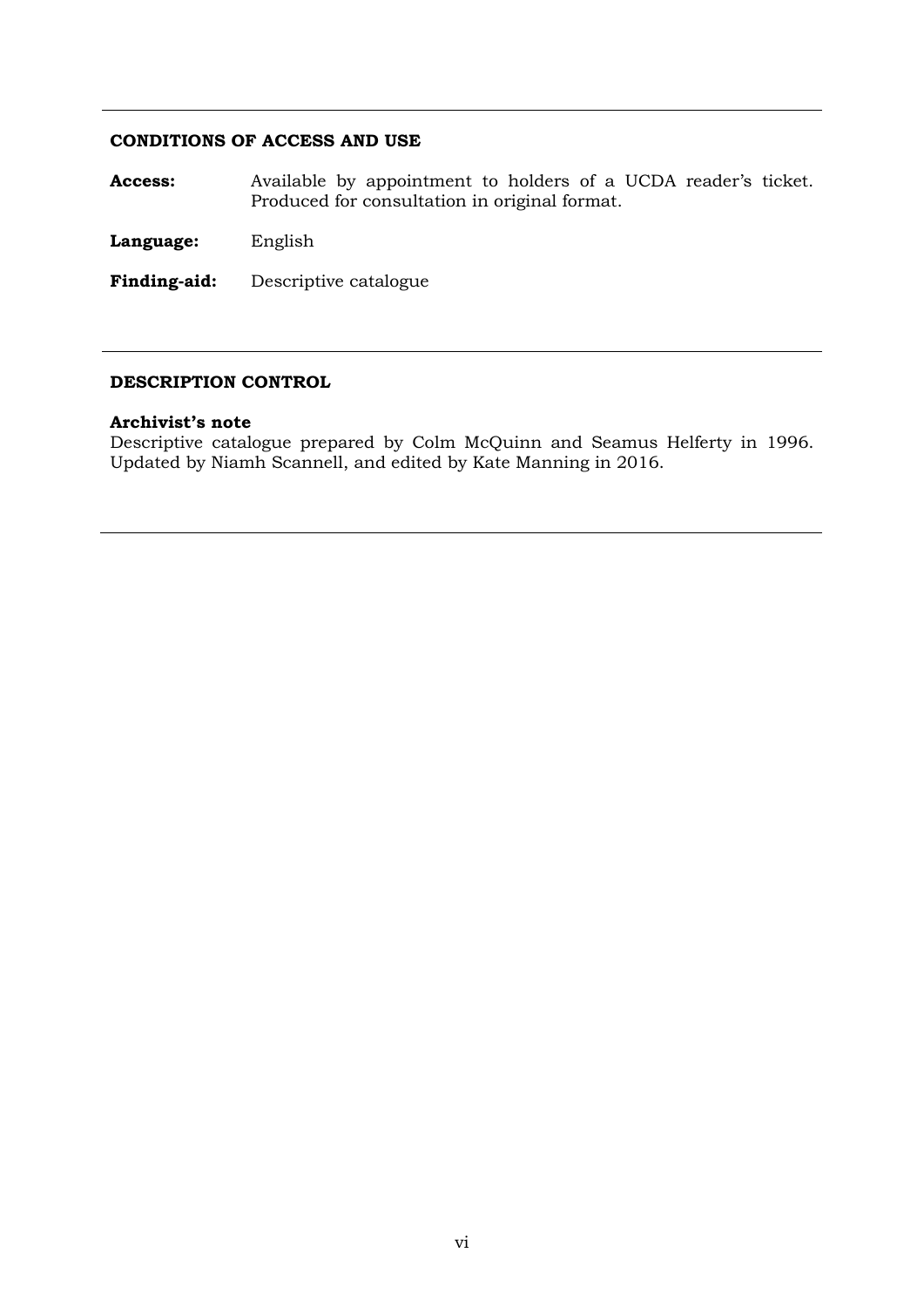## CONDITIONS OF ACCESS AND USE

**Access:** Available by appointment to holders of a UCDA reader's ticket. Produced for consultation in original format.

**Language:** English

**Finding-aid:** Descriptive catalogue

## DESCRIPTION CONTROL

**Archivist's note**

Descriptive catalogue prepared by Colm McQuinn and Seamus Helferty in 1996. Updated by Niamh Scannell, and edited by Kate Manning in 2016.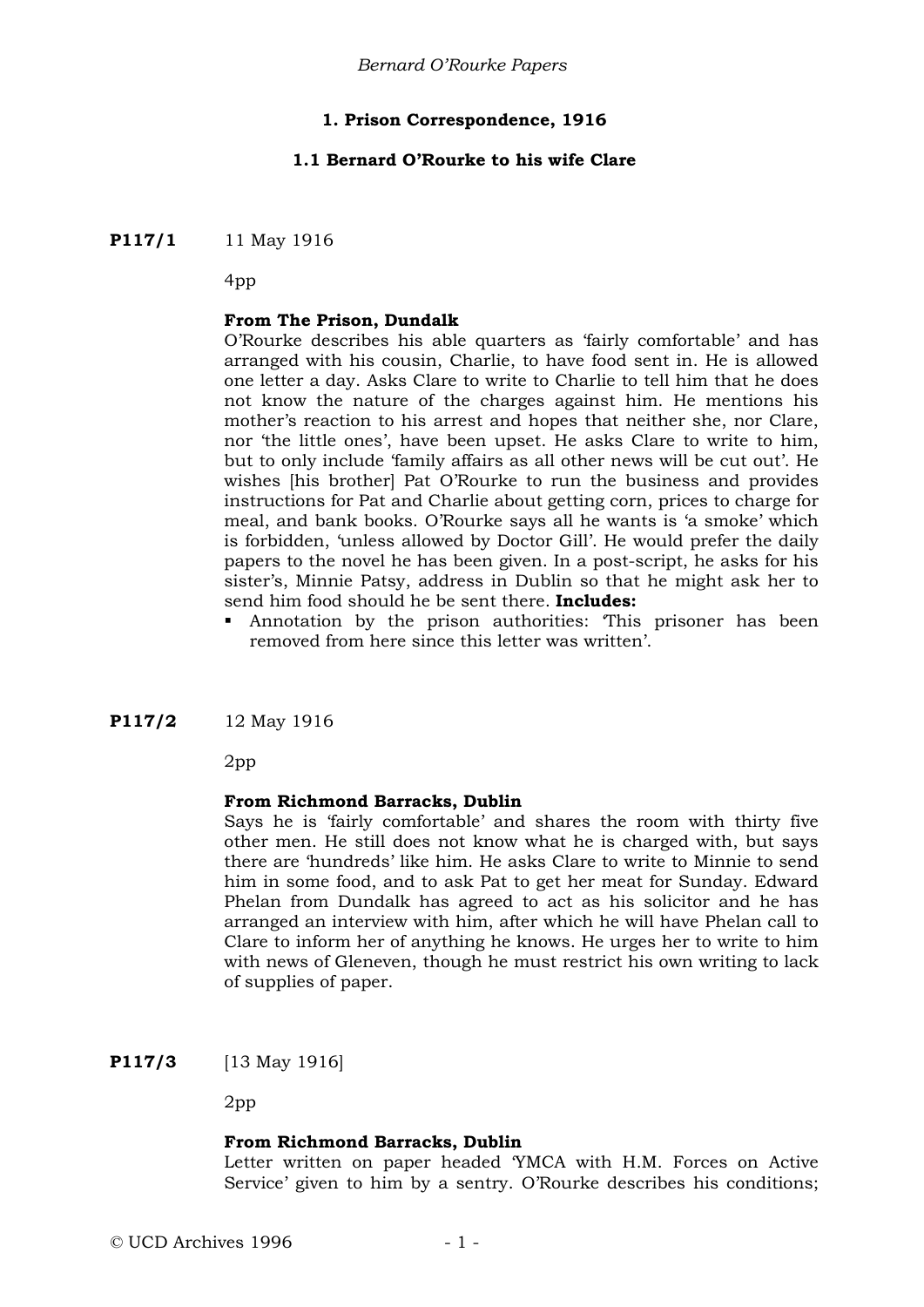## 1. Prison Correspondence, 1916

### 1.1 Bernard O'Rourke to his wife Clare

**P117/1** 11 May 1916

4pp

**From The Prison, Dundalk**

O'Rourke describes his able quarters as 'fairly comfortable' and has arranged with his cousin, Charlie, to have food sent in. He is allowed one letter a day. Asks Clare to write to Charlie to tell him that he does not know the nature of the charges against him. He mentions his mother's reaction to his arrest and hopes that neither she, nor Clare, nor 'the little ones', have been upset. He asks Clare to write to him, but to only include 'family affairs as all other news will be cut out'. He wishes [his brother] Pat O'Rourke to run the business and provides instructions for Pat and Charlie about getting corn, prices to charge for meal, and bank books. O'Rourke says all he wants is 'a smoke' which is forbidden, 'unless allowed by Doctor Gill'. He would prefer the daily papers to the novel he has been given. In a post-script, he asks for his sister's, Minnie Patsy, address in Dublin so that he might ask her to send him food should he be sent there. **Includes:**

- Annotation by the prison authorities: 'This prisoner has been removed from here since this letter was written'.

**P117/2** 12 May 1916

2pp

**From Richmond Barracks, Dublin**

Says he is 'fairly comfortable' and shares the room with thirty five other men. He still does not know what he is charged with, but says there are 'hundreds' like him. He asks Clare to write to Minnie to send him in some food, and to ask Pat to get her meat for Sunday. Edward Phelan from Dundalk has agreed to act as his solicitor and he has arranged an interview with him, after which he will have Phelan call to Clare to inform her of anything he knows. He urges her to write to him with news of Gleneven, though he must restrict his own writing to lack of supplies of paper.

**P117/3** [13 May 1916]

2pp

**From Richmond Barracks, Dublin**

Letter written on paper headed 'YMCA with H.M. Forces on Active Service' given to him by a sentry. O'Rourke describes his conditions;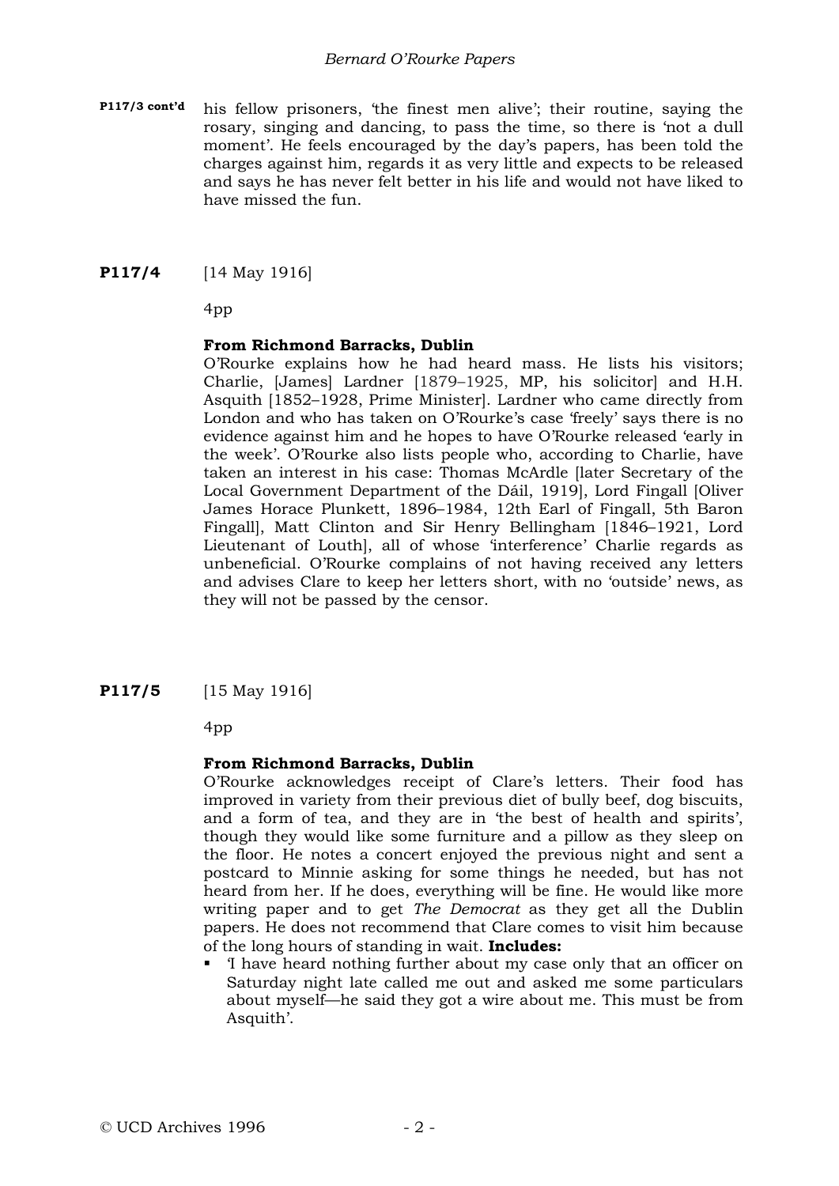**P117/3 cont'd** his fellow prisoners, 'the finest men alive'; their routine, saying the rosary, singing and dancing, to pass the time, so there is 'not a dull moment'. He feels encouraged by the day's papers, has been told the charges against him, regards it as very little and expects to be released and says he has never felt better in his life and would not have liked to have missed the fun.

**P117/4** [14 May 1916]

4pp

**From Richmond Barracks, Dublin**

O'Rourke explains how he had heard mass. He lists his visitors; Charlie, [James] Lardner [1879–1925, MP, his solicitor] and H.H. Asquith [1852–1928, Prime Minister]. Lardner who came directly from London and who has taken on O'Rourke's case 'freely' says there is no evidence against him and he hopes to have O'Rourke released 'early in the week'. O'Rourke also lists people who, according to Charlie, have taken an interest in his case: Thomas McArdle [later Secretary of the Local Government Department of the Dáil, 1919], Lord Fingall [Oliver James Horace Plunkett, 1896–1984, 12th Earl of Fingall, 5th Baron Fingall], Matt Clinton and Sir Henry Bellingham [1846–1921, Lord Lieutenant of Louth], all of whose 'interference' Charlie regards as unbeneficial. O'Rourke complains of not having received any letters and advises Clare to keep her letters short, with no 'outside' news, as they will not be passed by the censor.

**P117/5** [15 May 1916]

4pp

**From Richmond Barracks, Dublin**

O'Rourke acknowledges receipt of Clare's letters. Their food has improved in variety from their previous diet of bully beef, dog biscuits, and a form of tea, and they are in 'the best of health and spirits', though they would like some furniture and a pillow as they sleep on the floor. He notes a concert enjoyed the previous night and sent a postcard to Minnie asking for some things he needed, but has not heard from her. If he does, everything will be fine. He would like more writing paper and to get *The Democrat* as they get all the Dublin papers. He does not recommend that Clare comes to visit him because of the long hours of standing in wait. **Includes:**

- 'I have heard nothing further about my case only that an officer on Saturday night late called me out and asked me some particulars about myself—he said they got a wire about me. This must be from Asquith'.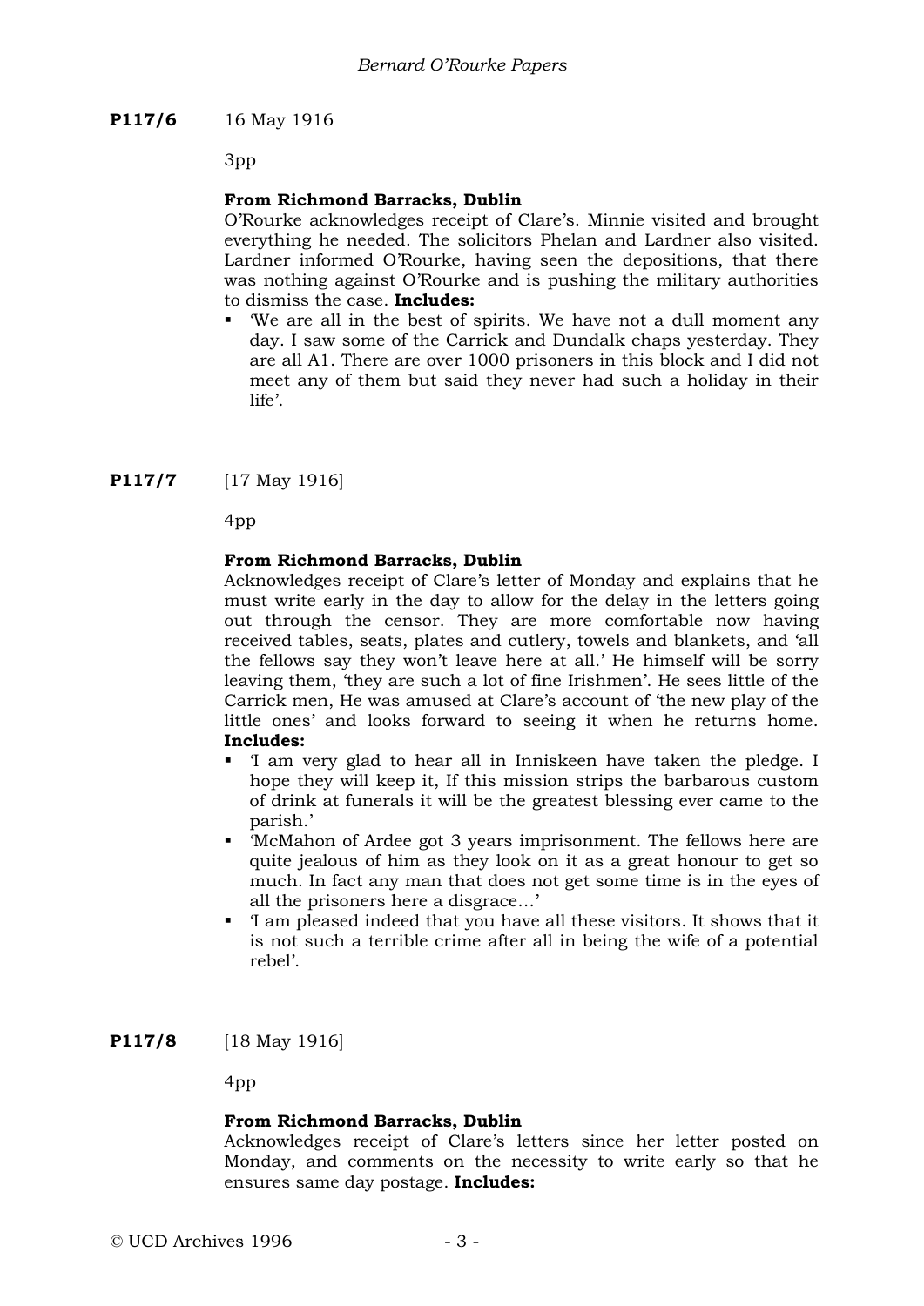**P117/6** 16 May 1916

3pp

**From Richmond Barracks, Dublin**
O'Rourke acknowledges receipt of Clare's. Minnie visited and brought everything he needed. The solicitors Phelan and Lardner also visited. Lardner informed O'Rourke, having seen the depositions, that there was nothing against O'Rourke and is pushing the military authorities to dismiss the case. **Includes:**

- 'We are all in the best of spirits. We have not a dull moment any day. I saw some of the Carrick and Dundalk chaps yesterday. They are all A1. There are over 1000 prisoners in this block and I did not meet any of them but said they never had such a holiday in their life'.

**P117/7** [17 May 1916]

4pp

**From Richmond Barracks, Dublin**
Acknowledges receipt of Clare's letter of Monday and explains that he must write early in the day to allow for the delay in the letters going out through the censor. They are more comfortable now having received tables, seats, plates and cutlery, towels and blankets, and 'all the fellows say they won't leave here at all.' He himself will be sorry leaving them, 'they are such a lot of fine Irishmen'. He sees little of the Carrick men, He was amused at Clare's account of 'the new play of the little ones' and looks forward to seeing it when he returns home. **Includes:**

- 'I am very glad to hear all in Inniskeen have taken the pledge. I hope they will keep it, If this mission strips the barbarous custom of drink at funerals it will be the greatest blessing ever came to the parish.'
- 'McMahon of Ardee got 3 years imprisonment. The fellows here are quite jealous of him as they look on it as a great honour to get so much. In fact any man that does not get some time is in the eyes of all the prisoners here a disgrace…'
- 'I am pleased indeed that you have all these visitors. It shows that it is not such a terrible crime after all in being the wife of a potential rebel'.

**P117/8** [18 May 1916]

4pp

**From Richmond Barracks, Dublin**
Acknowledges receipt of Clare's letters since her letter posted on Monday, and comments on the necessity to write early so that he ensures same day postage. **Includes:**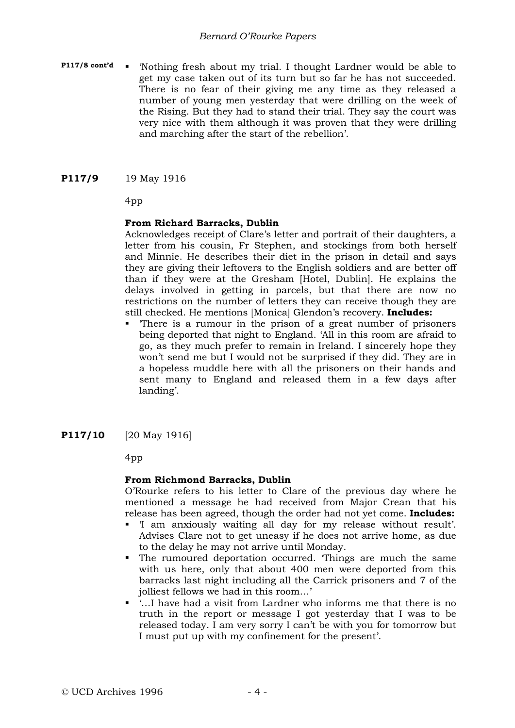**P117/8 cont'd**

- 'Nothing fresh about my trial. I thought Lardner would be able to get my case taken out of its turn but so far he has not succeeded. There is no fear of their giving me any time as they released a number of young men yesterday that were drilling on the week of the Rising. But they had to stand their trial. They say the court was very nice with them although it was proven that they were drilling and marching after the start of the rebellion'.

**P117/9** 19 May 1916

4pp

**From Richard Barracks, Dublin**

Acknowledges receipt of Clare's letter and portrait of their daughters, a letter from his cousin, Fr Stephen, and stockings from both herself and Minnie. He describes their diet in the prison in detail and says they are giving their leftovers to the English soldiers and are better off than if they were at the Gresham [Hotel, Dublin]. He explains the delays involved in getting in parcels, but that there are now no restrictions on the number of letters they can receive though they are still checked. He mentions [Monica] Glendon's recovery. **Includes:**

- 'There is a rumour in the prison of a great number of prisoners being deported that night to England. 'All in this room are afraid to go, as they much prefer to remain in Ireland. I sincerely hope they won't send me but I would not be surprised if they did. They are in a hopeless muddle here with all the prisoners on their hands and sent many to England and released them in a few days after landing'.

**P117/10** [20 May 1916]

4pp

**From Richmond Barracks, Dublin**

O'Rourke refers to his letter to Clare of the previous day where he mentioned a message he had received from Major Crean that his release has been agreed, though the order had not yet come. **Includes:**

- 'I am anxiously waiting all day for my release without result'. Advises Clare not to get uneasy if he does not arrive home, as due to the delay he may not arrive until Monday.
- The rumoured deportation occurred. 'Things are much the same with us here, only that about 400 men were deported from this barracks last night including all the Carrick prisoners and 7 of the jolliest fellows we had in this room…'
- '…I have had a visit from Lardner who informs me that there is no truth in the report or message I got yesterday that I was to be released today. I am very sorry I can't be with you for tomorrow but I must put up with my confinement for the present'.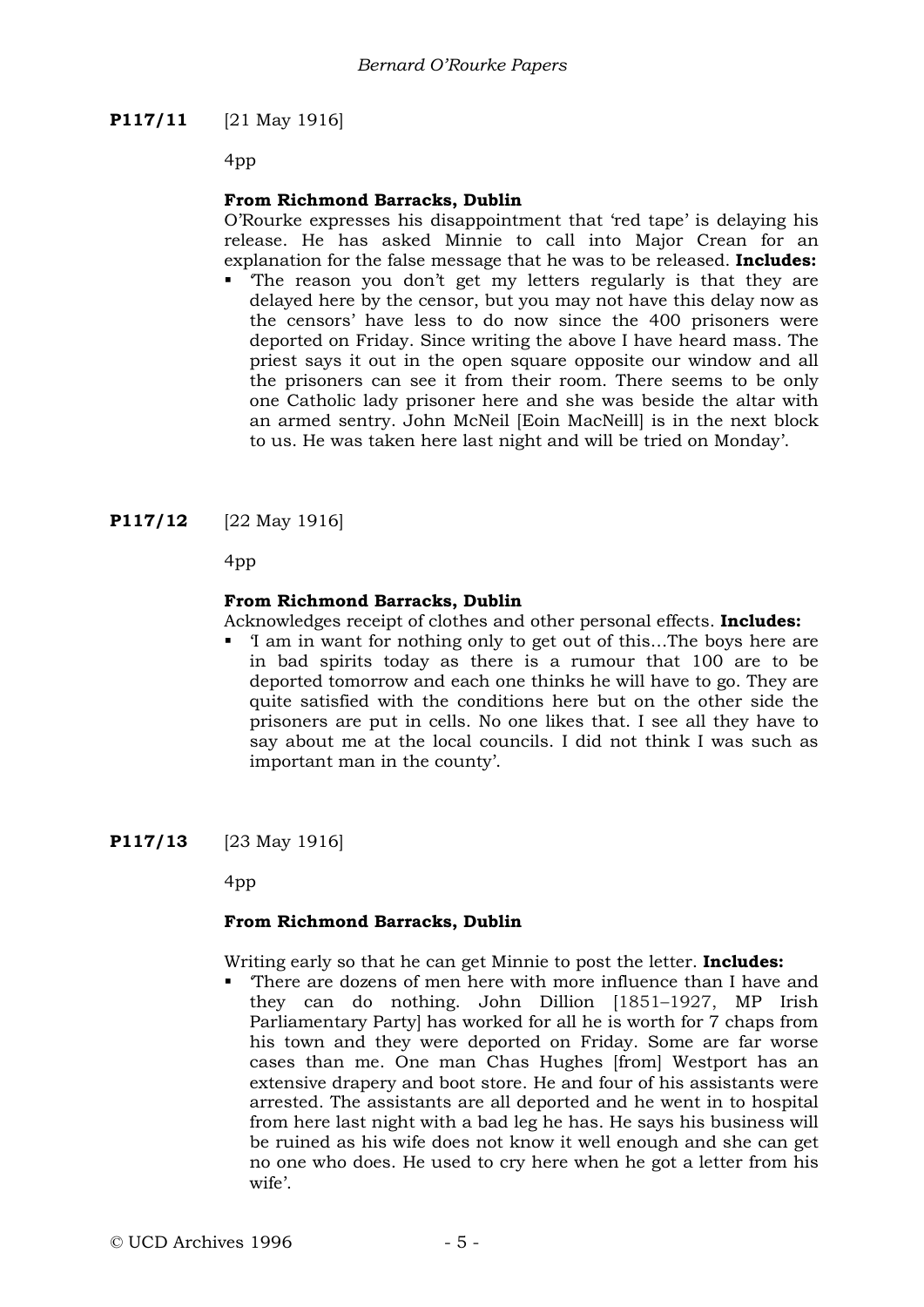**P117/11** [21 May 1916]

4pp

**From Richmond Barracks, Dublin**

O'Rourke expresses his disappointment that 'red tape' is delaying his release. He has asked Minnie to call into Major Crean for an explanation for the false message that he was to be released. **Includes:**

- 'The reason you don't get my letters regularly is that they are delayed here by the censor, but you may not have this delay now as the censors' have less to do now since the 400 prisoners were deported on Friday. Since writing the above I have heard mass. The priest says it out in the open square opposite our window and all the prisoners can see it from their room. There seems to be only one Catholic lady prisoner here and she was beside the altar with an armed sentry. John McNeil [Eoin MacNeill] is in the next block to us. He was taken here last night and will be tried on Monday'.

**P117/12** [22 May 1916]

4pp

**From Richmond Barracks, Dublin**

Acknowledges receipt of clothes and other personal effects. **Includes:**

- 'I am in want for nothing only to get out of this…The boys here are in bad spirits today as there is a rumour that 100 are to be deported tomorrow and each one thinks he will have to go. They are quite satisfied with the conditions here but on the other side the prisoners are put in cells. No one likes that. I see all they have to say about me at the local councils. I did not think I was such as important man in the county'.

**P117/13** [23 May 1916]

4pp

**From Richmond Barracks, Dublin**

Writing early so that he can get Minnie to post the letter. **Includes:**

- 'There are dozens of men here with more influence than I have and they can do nothing. John Dillion [1851–1927, MP Irish Parliamentary Party] has worked for all he is worth for 7 chaps from his town and they were deported on Friday. Some are far worse cases than me. One man Chas Hughes [from] Westport has an extensive drapery and boot store. He and four of his assistants were arrested. The assistants are all deported and he went in to hospital from here last night with a bad leg he has. He says his business will be ruined as his wife does not know it well enough and she can get no one who does. He used to cry here when he got a letter from his wife'.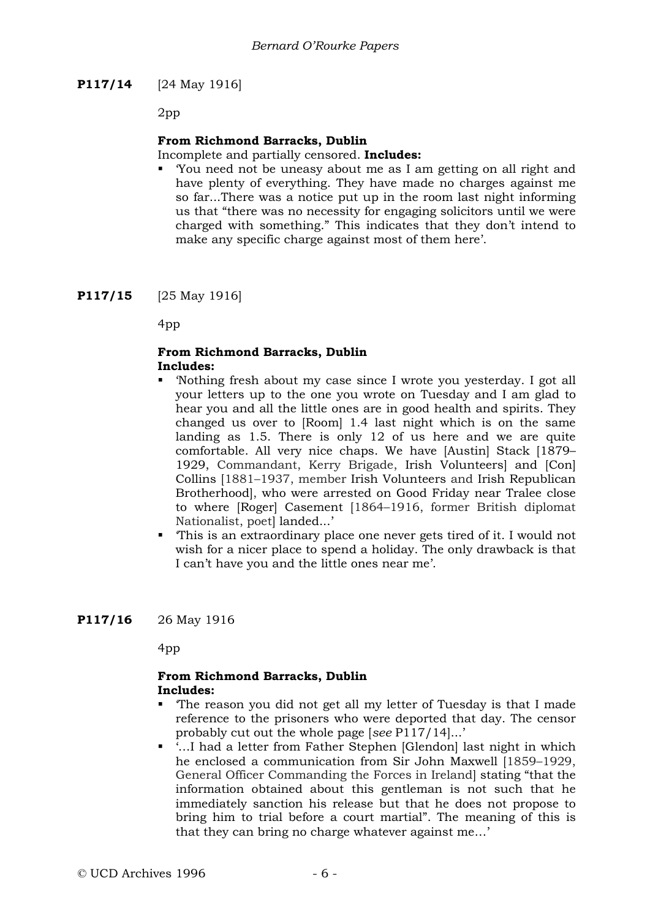**P117/14** [24 May 1916]

2pp

**From Richmond Barracks, Dublin**

Incomplete and partially censored. **Includes:**

- 'You need not be uneasy about me as I am getting on all right and have plenty of everything. They have made no charges against me so far...There was a notice put up in the room last night informing us that "there was no necessity for engaging solicitors until we were charged with something." This indicates that they don't intend to make any specific charge against most of them here'.

**P117/15** [25 May 1916]

4pp

**From Richmond Barracks, Dublin**

**Includes:**

- 'Nothing fresh about my case since I wrote you yesterday. I got all your letters up to the one you wrote on Tuesday and I am glad to hear you and all the little ones are in good health and spirits. They changed us over to [Room] 1.4 last night which is on the same landing as 1.5. There is only 12 of us here and we are quite comfortable. All very nice chaps. We have [Austin] Stack [1879–1929, Commandant, Kerry Brigade, Irish Volunteers] and [Con] Collins [1881–1937, member Irish Volunteers and Irish Republican Brotherhood], who were arrested on Good Friday near Tralee close to where [Roger] Casement [1864–1916, former British diplomat Nationalist, poet] landed...'
- 'This is an extraordinary place one never gets tired of it. I would not wish for a nicer place to spend a holiday. The only drawback is that I can't have you and the little ones near me'.

**P117/16** 26 May 1916

4pp

**From Richmond Barracks, Dublin**

**Includes:**

- 'The reason you did not get all my letter of Tuesday is that I made reference to the prisoners who were deported that day. The censor probably cut out the whole page [*see* P117/14]...'
- '...I had a letter from Father Stephen [Glendon] last night in which he enclosed a communication from Sir John Maxwell [1859–1929, General Officer Commanding the Forces in Ireland] stating "that the information obtained about this gentleman is not such that he immediately sanction his release but that he does not propose to bring him to trial before a court martial". The meaning of this is that they can bring no charge whatever against me...'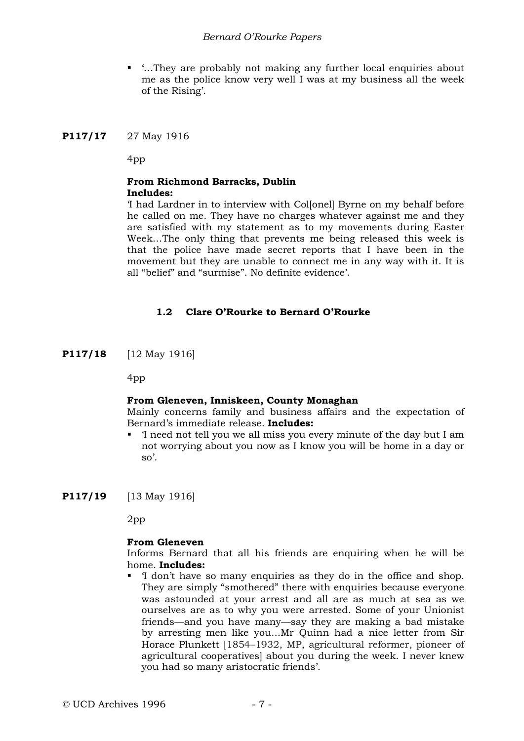- '…They are probably not making any further local enquiries about me as the police know very well I was at my business all the week of the Rising'.

**P117/17** 27 May 1916

4pp

**From Richmond Barracks, Dublin**
**Includes:**
'I had Lardner in to interview with Col[onel] Byrne on my behalf before he called on me. They have no charges whatever against me and they are satisfied with my statement as to my movements during Easter Week…The only thing that prevents me being released this week is that the police have made secret reports that I have been in the movement but they are unable to connect me in any way with it. It is all "belief" and "surmise". No definite evidence'.

### 1.2 Clare O'Rourke to Bernard O'Rourke

**P117/18** [12 May 1916]

4pp

**From Gleneven, Inniskeen, County Monaghan**
Mainly concerns family and business affairs and the expectation of Bernard's immediate release. **Includes:**

- 'I need not tell you we all miss you every minute of the day but I am not worrying about you now as I know you will be home in a day or so'.

**P117/19** [13 May 1916]

2pp

**From Gleneven**
Informs Bernard that all his friends are enquiring when he will be home. **Includes:**

- 'I don't have so many enquiries as they do in the office and shop. They are simply "smothered" there with enquiries because everyone was astounded at your arrest and all are as much at sea as we ourselves are as to why you were arrested. Some of your Unionist friends—and you have many—say they are making a bad mistake by arresting men like you…Mr Quinn had a nice letter from Sir Horace Plunkett [1854–1932, MP, agricultural reformer, pioneer of agricultural cooperatives] about you during the week. I never knew you had so many aristocratic friends'.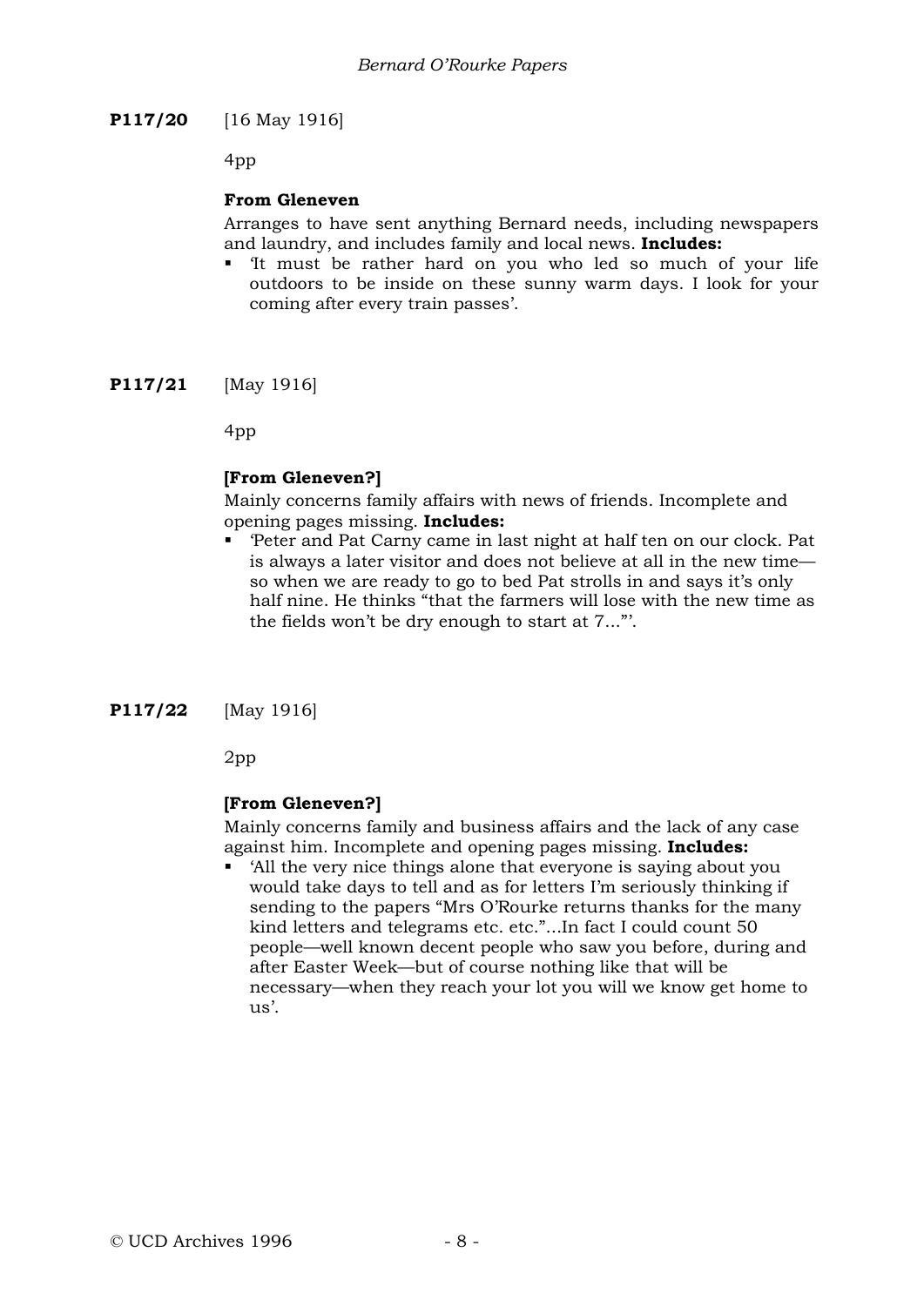**P117/20** [16 May 1916]

4pp

**From Gleneven**

Arranges to have sent anything Bernard needs, including newspapers and laundry, and includes family and local news. **Includes:**

- 'It must be rather hard on you who led so much of your life outdoors to be inside on these sunny warm days. I look for your coming after every train passes'.

**P117/21** [May 1916]

4pp

**[From Gleneven?]**

Mainly concerns family affairs with news of friends. Incomplete and opening pages missing. **Includes:**

- 'Peter and Pat Carny came in last night at half ten on our clock. Pat is always a later visitor and does not believe at all in the new time—so when we are ready to go to bed Pat strolls in and says it's only half nine. He thinks "that the farmers will lose with the new time as the fields won't be dry enough to start at 7..."'.

**P117/22** [May 1916]

2pp

**[From Gleneven?]**

Mainly concerns family and business affairs and the lack of any case against him. Incomplete and opening pages missing. **Includes:**

- 'All the very nice things alone that everyone is saying about you would take days to tell and as for letters I'm seriously thinking if sending to the papers "Mrs O'Rourke returns thanks for the many kind letters and telegrams etc. etc."...In fact I could count 50 people—well known decent people who saw you before, during and after Easter Week—but of course nothing like that will be necessary—when they reach your lot you will we know get home to us'.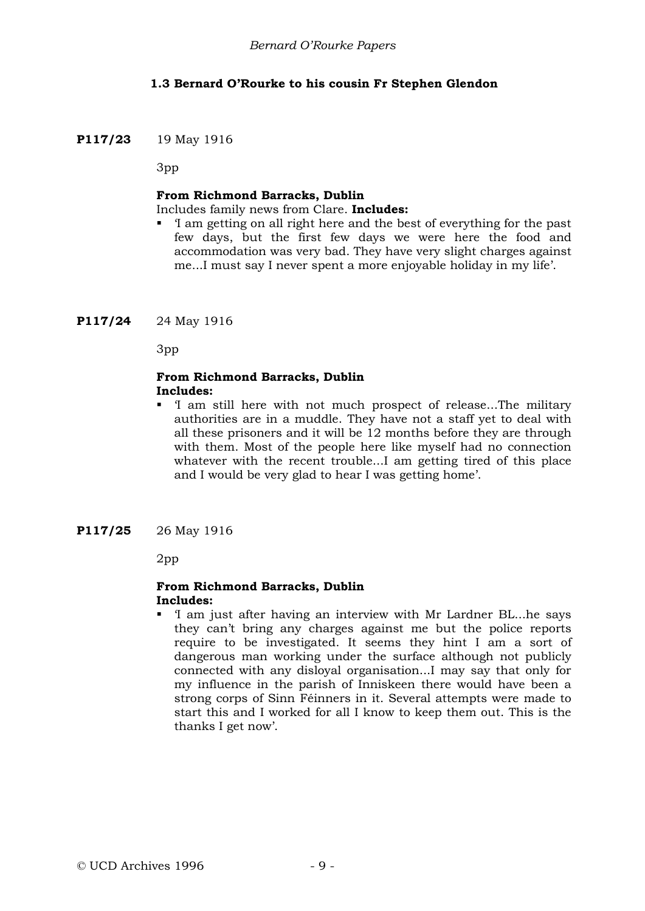### 1.3 Bernard O'Rourke to his cousin Fr Stephen Glendon

**P117/23** 19 May 1916

3pp

**From Richmond Barracks, Dublin**
Includes family news from Clare. **Includes:**

- 'I am getting on all right here and the best of everything for the past few days, but the first few days we were here the food and accommodation was very bad. They have very slight charges against me...I must say I never spent a more enjoyable holiday in my life'.

**P117/24** 24 May 1916

3pp

**From Richmond Barracks, Dublin**
**Includes:**

- 'I am still here with not much prospect of release...The military authorities are in a muddle. They have not a staff yet to deal with all these prisoners and it will be 12 months before they are through with them. Most of the people here like myself had no connection whatever with the recent trouble...I am getting tired of this place and I would be very glad to hear I was getting home'.

**P117/25** 26 May 1916

2pp

**From Richmond Barracks, Dublin**
**Includes:**

- 'I am just after having an interview with Mr Lardner BL...he says they can't bring any charges against me but the police reports require to be investigated. It seems they hint I am a sort of dangerous man working under the surface although not publicly connected with any disloyal organisation...I may say that only for my influence in the parish of Inniskeen there would have been a strong corps of Sinn Féinners in it. Several attempts were made to start this and I worked for all I know to keep them out. This is the thanks I get now'.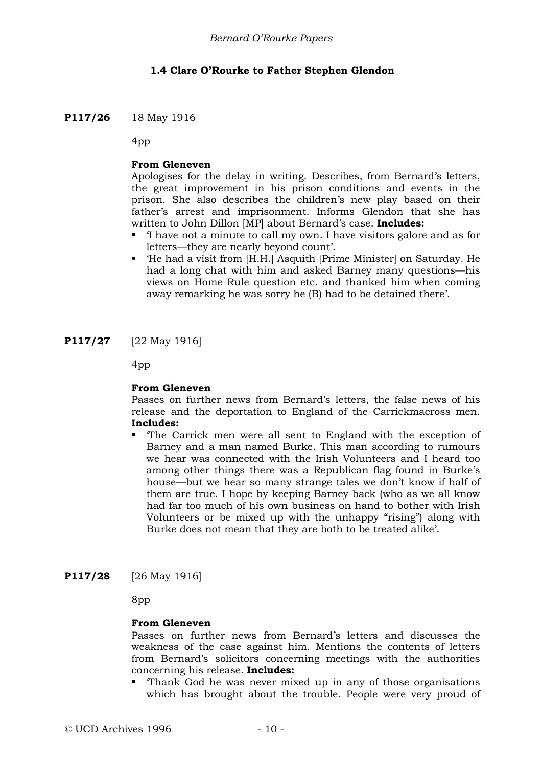### 1.4 Clare O'Rourke to Father Stephen Glendon

**P117/26** 18 May 1916

4pp

**From Gleneven**

Apologises for the delay in writing. Describes, from Bernard's letters, the great improvement in his prison conditions and events in the prison. She also describes the children's new play based on their father's arrest and imprisonment. Informs Glendon that she has written to John Dillon [MP] about Bernard's case. **Includes:**

- 'I have not a minute to call my own. I have visitors galore and as for letters—they are nearly beyond count'.
- 'He had a visit from [H.H.] Asquith [Prime Minister] on Saturday. He had a long chat with him and asked Barney many questions—his views on Home Rule question etc. and thanked him when coming away remarking he was sorry he (B) had to be detained there'.

**P117/27** [22 May 1916]

4pp

**From Gleneven**

Passes on further news from Bernard's letters, the false news of his release and the deportation to England of the Carrickmacross men. **Includes:**

- 'The Carrick men were all sent to England with the exception of Barney and a man named Burke. This man according to rumours we hear was connected with the Irish Volunteers and I heard too among other things there was a Republican flag found in Burke's house—but we hear so many strange tales we don't know if half of them are true. I hope by keeping Barney back (who as we all know had far too much of his own business on hand to bother with Irish Volunteers or be mixed up with the unhappy "rising") along with Burke does not mean that they are both to be treated alike'.

**P117/28** [26 May 1916]

8pp

**From Gleneven**

Passes on further news from Bernard's letters and discusses the weakness of the case against him. Mentions the contents of letters from Bernard's solicitors concerning meetings with the authorities concerning his release. **Includes:**

- 'Thank God he was never mixed up in any of those organisations which has brought about the trouble. People were very proud of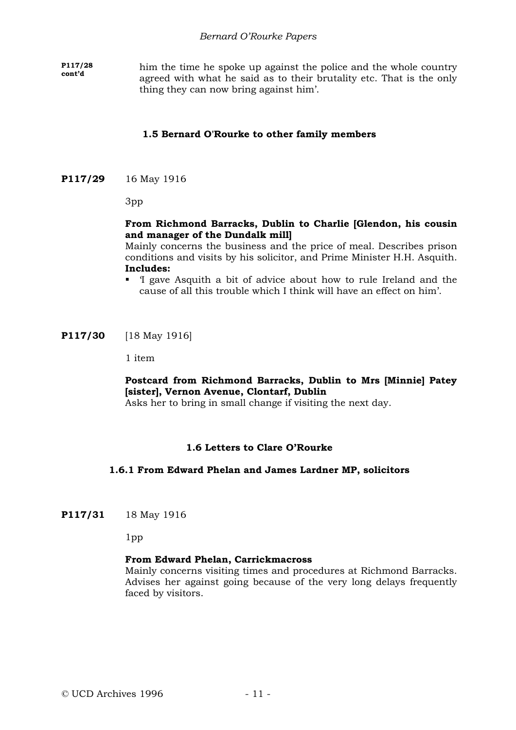**P117/28 cont'd**

him the time he spoke up against the police and the whole country agreed with what he said as to their brutality etc. That is the only thing they can now bring against him'.

### 1.5 Bernard O'Rourke to other family members

**P117/29** 16 May 1916

3pp

**From Richmond Barracks, Dublin to Charlie [Glendon, his cousin and manager of the Dundalk mill]**
Mainly concerns the business and the price of meal. Describes prison conditions and visits by his solicitor, and Prime Minister H.H. Asquith.
**Includes:**

- 'I gave Asquith a bit of advice about how to rule Ireland and the cause of all this trouble which I think will have an effect on him'.

**P117/30** [18 May 1916]

1 item

**Postcard from Richmond Barracks, Dublin to Mrs [Minnie] Patey [sister], Vernon Avenue, Clontarf, Dublin**
Asks her to bring in small change if visiting the next day.

### 1.6 Letters to Clare O'Rourke

#### 1.6.1 From Edward Phelan and James Lardner MP, solicitors

**P117/31** 18 May 1916

1pp

**From Edward Phelan, Carrickmacross**
Mainly concerns visiting times and procedures at Richmond Barracks. Advises her against going because of the very long delays frequently faced by visitors.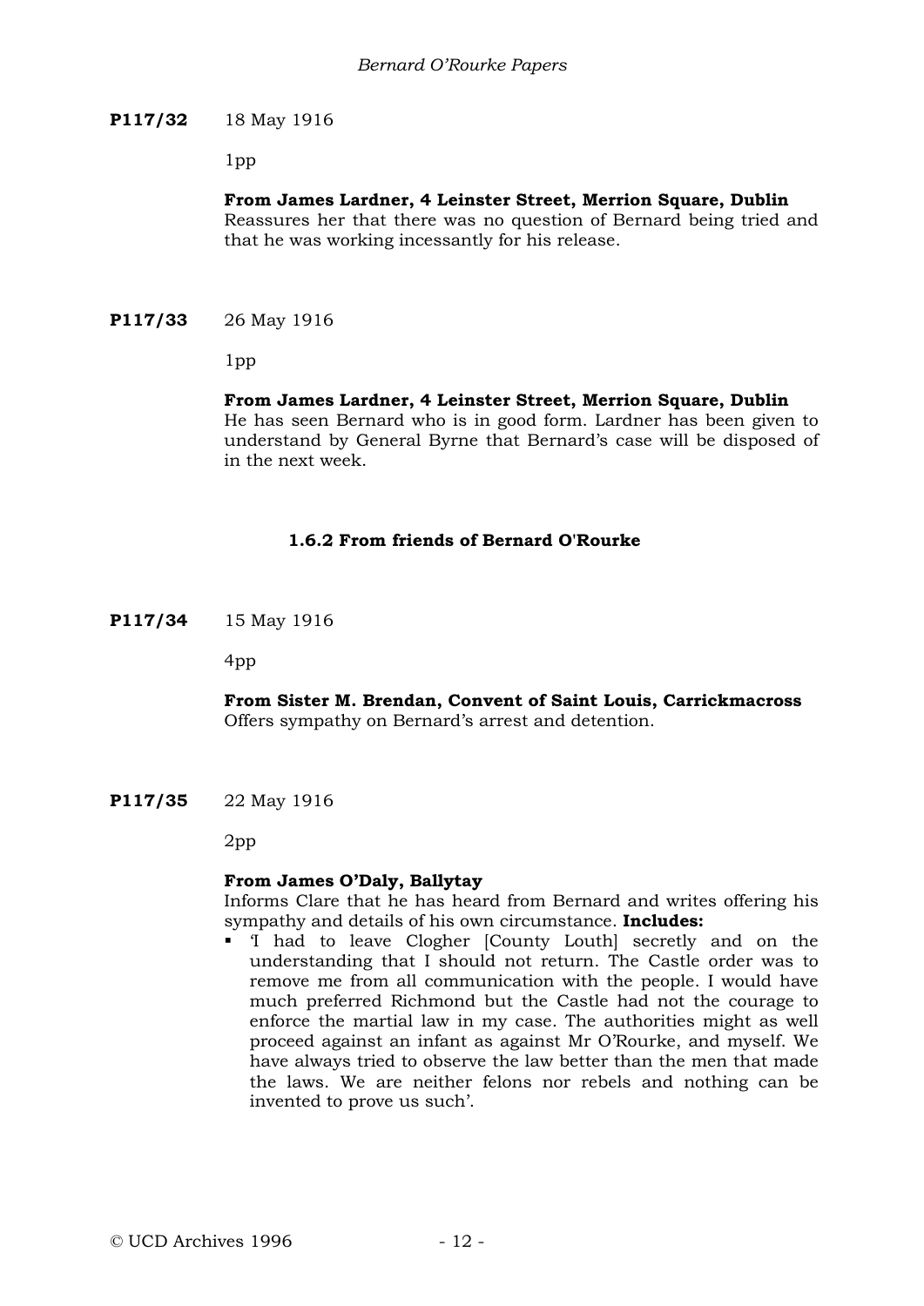**P117/32** 18 May 1916

1pp

**From James Lardner, 4 Leinster Street, Merrion Square, Dublin**
Reassures her that there was no question of Bernard being tried and that he was working incessantly for his release.

**P117/33** 26 May 1916

1pp

**From James Lardner, 4 Leinster Street, Merrion Square, Dublin**
He has seen Bernard who is in good form. Lardner has been given to understand by General Byrne that Bernard's case will be disposed of in the next week.

### 1.6.2 From friends of Bernard O'Rourke

**P117/34** 15 May 1916

4pp

**From Sister M. Brendan, Convent of Saint Louis, Carrickmacross**
Offers sympathy on Bernard's arrest and detention.

**P117/35** 22 May 1916

2pp

**From James O'Daly, Ballytay**
Informs Clare that he has heard from Bernard and writes offering his sympathy and details of his own circumstance. **Includes:**

- 'I had to leave Clogher [County Louth] secretly and on the understanding that I should not return. The Castle order was to remove me from all communication with the people. I would have much preferred Richmond but the Castle had not the courage to enforce the martial law in my case. The authorities might as well proceed against an infant as against Mr O'Rourke, and myself. We have always tried to observe the law better than the men that made the laws. We are neither felons nor rebels and nothing can be invented to prove us such'.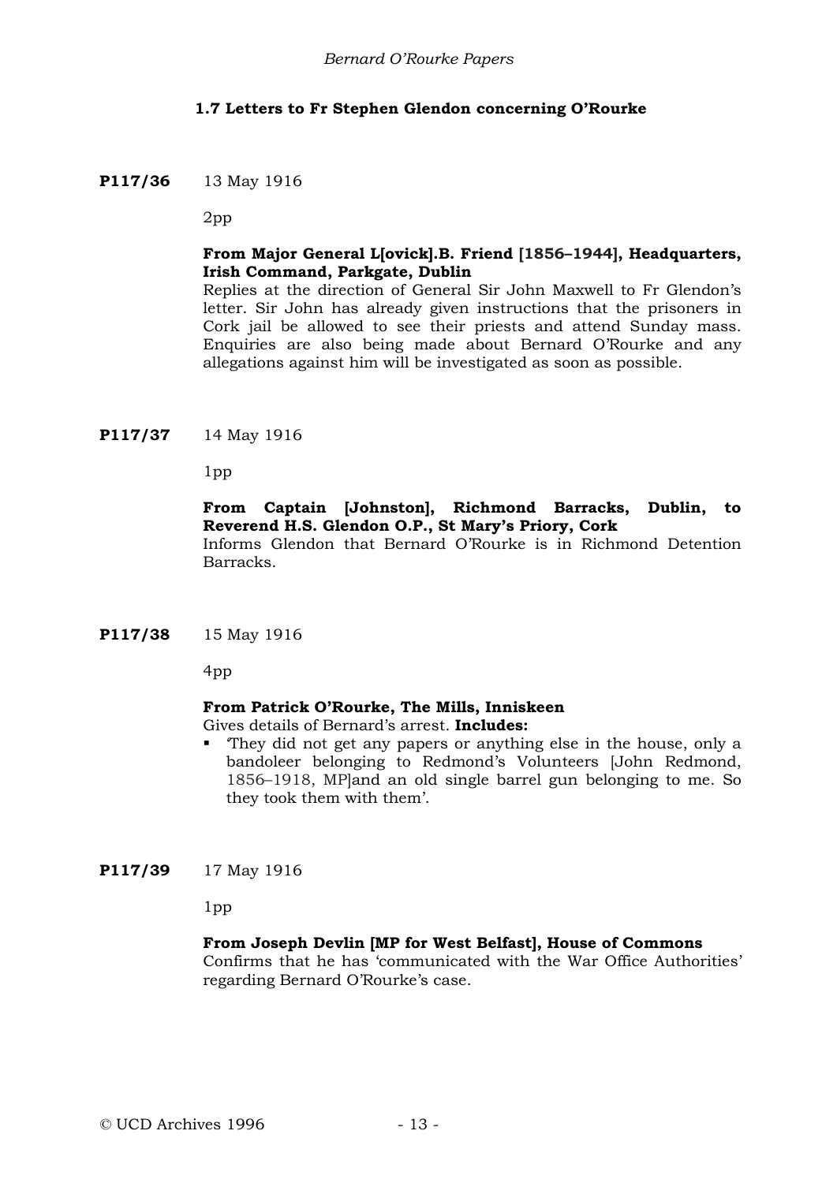### 1.7 Letters to Fr Stephen Glendon concerning O'Rourke

**P117/36** 13 May 1916

2pp

**From Major General L[ovick].B. Friend [1856–1944], Headquarters, Irish Command, Parkgate, Dublin**

Replies at the direction of General Sir John Maxwell to Fr Glendon's letter. Sir John has already given instructions that the prisoners in Cork jail be allowed to see their priests and attend Sunday mass. Enquiries are also being made about Bernard O'Rourke and any allegations against him will be investigated as soon as possible.

**P117/37** 14 May 1916

1pp

**From Captain [Johnston], Richmond Barracks, Dublin, to Reverend H.S. Glendon O.P., St Mary's Priory, Cork**

Informs Glendon that Bernard O'Rourke is in Richmond Detention Barracks.

**P117/38** 15 May 1916

4pp

**From Patrick O'Rourke, The Mills, Inniskeen**

Gives details of Bernard's arrest. **Includes:**

- 'They did not get any papers or anything else in the house, only a bandoleer belonging to Redmond's Volunteers [John Redmond, 1856–1918, MP]and an old single barrel gun belonging to me. So they took them with them'.

**P117/39** 17 May 1916

1pp

**From Joseph Devlin [MP for West Belfast], House of Commons**

Confirms that he has 'communicated with the War Office Authorities' regarding Bernard O'Rourke's case.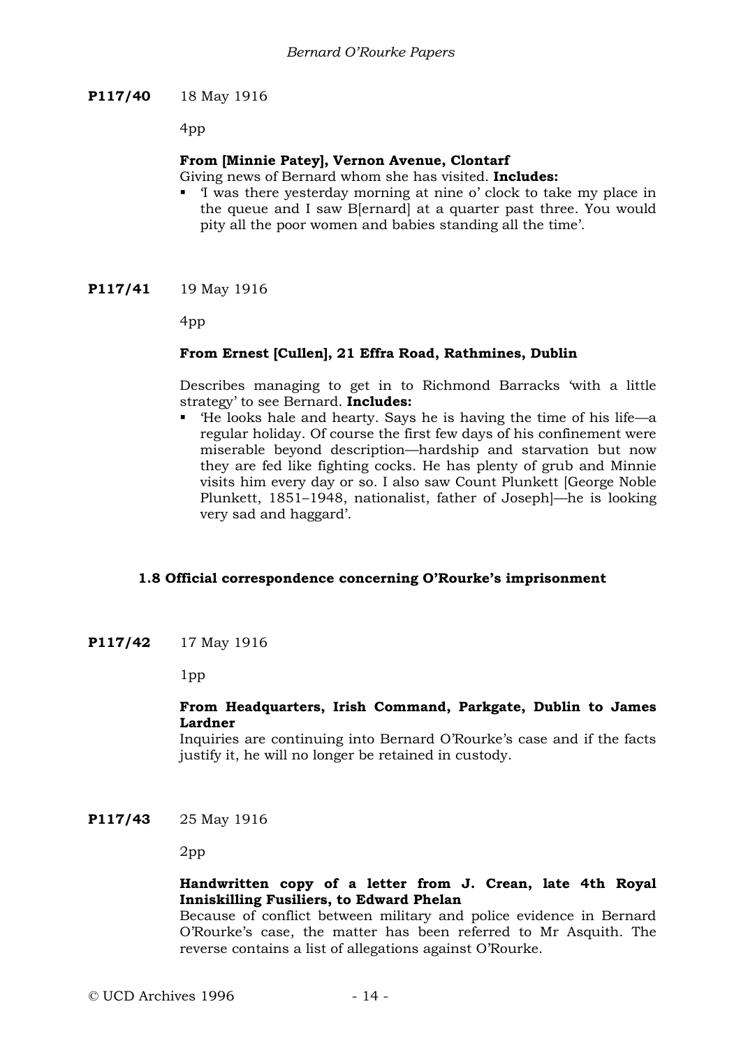**P117/40** 18 May 1916

4pp

**From [Minnie Patey], Vernon Avenue, Clontarf**

Giving news of Bernard whom she has visited. **Includes:**

- 'I was there yesterday morning at nine o' clock to take my place in the queue and I saw B[ernard] at a quarter past three. You would pity all the poor women and babies standing all the time'.

**P117/41** 19 May 1916

4pp

**From Ernest [Cullen], 21 Effra Road, Rathmines, Dublin**

Describes managing to get in to Richmond Barracks 'with a little strategy' to see Bernard. **Includes:**

- 'He looks hale and hearty. Says he is having the time of his life—a regular holiday. Of course the first few days of his confinement were miserable beyond description—hardship and starvation but now they are fed like fighting cocks. He has plenty of grub and Minnie visits him every day or so. I also saw Count Plunkett [George Noble Plunkett, 1851–1948, nationalist, father of Joseph]—he is looking very sad and haggard'.

### 1.8 Official correspondence concerning O'Rourke's imprisonment

**P117/42** 17 May 1916

1pp

**From Headquarters, Irish Command, Parkgate, Dublin to James Lardner**

Inquiries are continuing into Bernard O'Rourke's case and if the facts justify it, he will no longer be retained in custody.

**P117/43** 25 May 1916

2pp

**Handwritten copy of a letter from J. Crean, late 4th Royal Inniskilling Fusiliers, to Edward Phelan**

Because of conflict between military and police evidence in Bernard O'Rourke's case, the matter has been referred to Mr Asquith. The reverse contains a list of allegations against O'Rourke.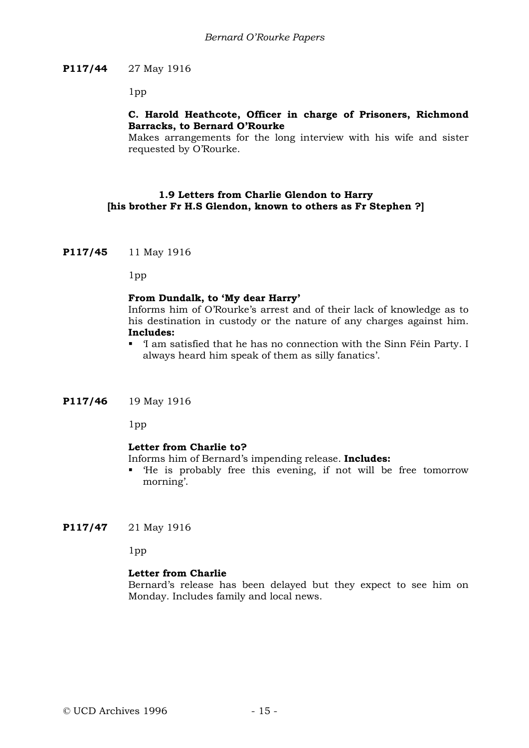**P117/44** 27 May 1916

1pp

**C. Harold Heathcote, Officer in charge of Prisoners, Richmond Barracks, to Bernard O'Rourke**
Makes arrangements for the long interview with his wife and sister requested by O'Rourke.

### 1.9 Letters from Charlie Glendon to Harry [his brother Fr H.S Glendon, known to others as Fr Stephen ?]

**P117/45** 11 May 1916

1pp

**From Dundalk, to 'My dear Harry'**
Informs him of O'Rourke's arrest and of their lack of knowledge as to his destination in custody or the nature of any charges against him. **Includes:**

- 'I am satisfied that he has no connection with the Sinn Féin Party. I always heard him speak of them as silly fanatics'.

**P117/46** 19 May 1916

1pp

**Letter from Charlie to?**
Informs him of Bernard's impending release. **Includes:**

- 'He is probably free this evening, if not will be free tomorrow morning'.

**P117/47** 21 May 1916

1pp

**Letter from Charlie**
Bernard's release has been delayed but they expect to see him on Monday. Includes family and local news.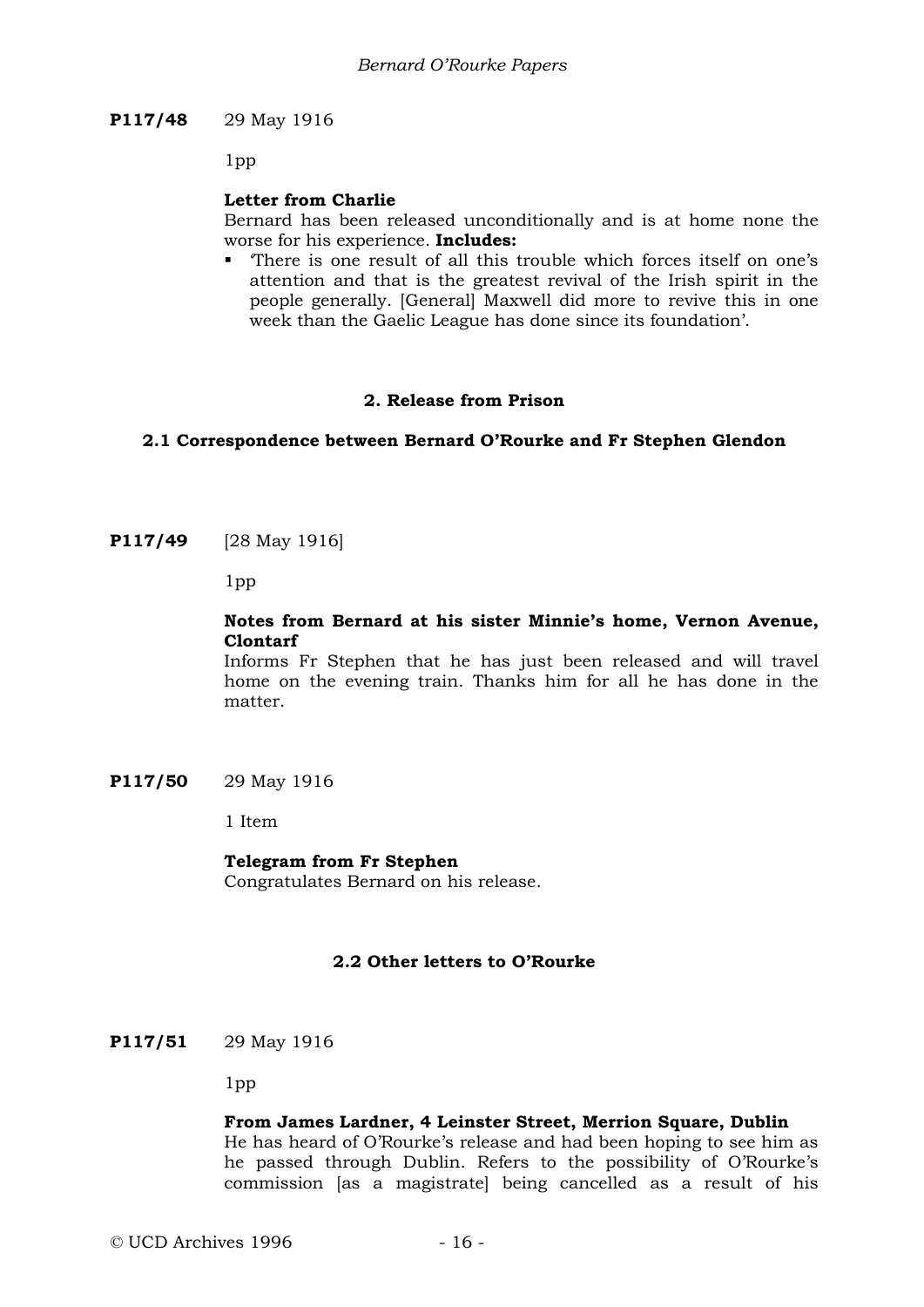**P117/48** 29 May 1916

1pp

**Letter from Charlie**
Bernard has been released unconditionally and is at home none the worse for his experience. **Includes:**

- 'There is one result of all this trouble which forces itself on one's attention and that is the greatest revival of the Irish spirit in the people generally. [General] Maxwell did more to revive this in one week than the Gaelic League has done since its foundation'.

## 2. Release from Prison

### 2.1 Correspondence between Bernard O'Rourke and Fr Stephen Glendon

**P117/49** [28 May 1916]

1pp

**Notes from Bernard at his sister Minnie's home, Vernon Avenue, Clontarf**
Informs Fr Stephen that he has just been released and will travel home on the evening train. Thanks him for all he has done in the matter.

**P117/50** 29 May 1916

1 Item

**Telegram from Fr Stephen**
Congratulates Bernard on his release.

### 2.2 Other letters to O'Rourke

**P117/51** 29 May 1916

1pp

**From James Lardner, 4 Leinster Street, Merrion Square, Dublin**
He has heard of O'Rourke's release and had been hoping to see him as he passed through Dublin. Refers to the possibility of O'Rourke's commission [as a magistrate] being cancelled as a result of his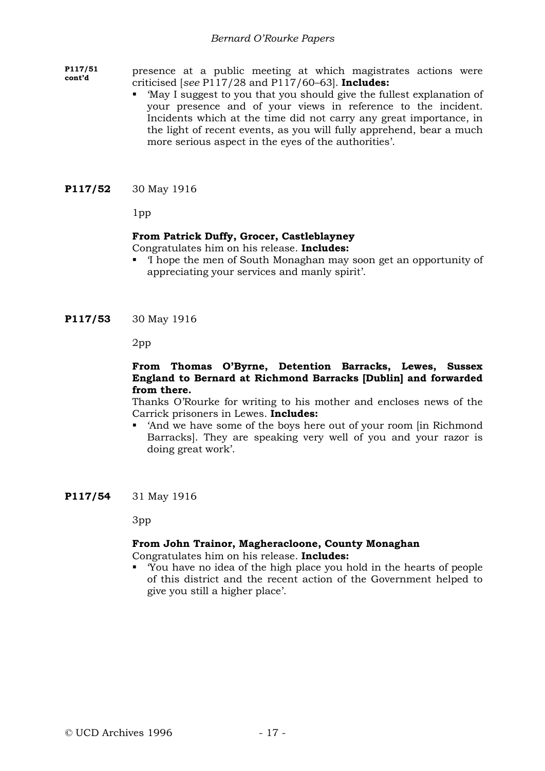**P117/51 cont'd**

presence at a public meeting at which magistrates actions were criticised [*see* P117/28 and P117/60–63]. **Includes:**

- 'May I suggest to you that you should give the fullest explanation of your presence and of your views in reference to the incident. Incidents which at the time did not carry any great importance, in the light of recent events, as you will fully apprehend, bear a much more serious aspect in the eyes of the authorities'.

**P117/52** 30 May 1916

1pp

**From Patrick Duffy, Grocer, Castleblayney**

Congratulates him on his release. **Includes:**

- 'I hope the men of South Monaghan may soon get an opportunity of appreciating your services and manly spirit'.

**P117/53** 30 May 1916

2pp

**From Thomas O'Byrne, Detention Barracks, Lewes, Sussex England to Bernard at Richmond Barracks [Dublin] and forwarded from there.**

Thanks O'Rourke for writing to his mother and encloses news of the Carrick prisoners in Lewes. **Includes:**

- 'And we have some of the boys here out of your room [in Richmond Barracks]. They are speaking very well of you and your razor is doing great work'.

**P117/54** 31 May 1916

3pp

**From John Trainor, Magheracloone, County Monaghan**

Congratulates him on his release. **Includes:**

- 'You have no idea of the high place you hold in the hearts of people of this district and the recent action of the Government helped to give you still a higher place'.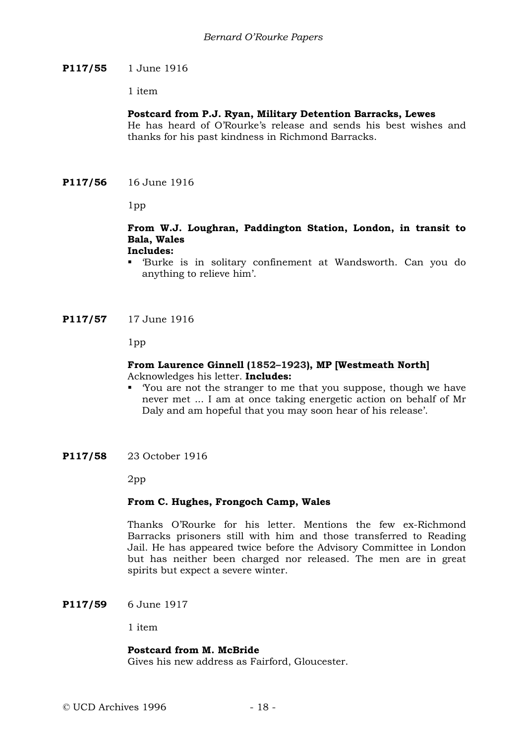**P117/55** 1 June 1916

1 item

**Postcard from P.J. Ryan, Military Detention Barracks, Lewes**
He has heard of O'Rourke's release and sends his best wishes and thanks for his past kindness in Richmond Barracks.

**P117/56** 16 June 1916

1pp

**From W.J. Loughran, Paddington Station, London, in transit to Bala, Wales**
**Includes:**

- 'Burke is in solitary confinement at Wandsworth. Can you do anything to relieve him'.

**P117/57** 17 June 1916

1pp

**From Laurence Ginnell (1852–1923), MP [Westmeath North]**
Acknowledges his letter. **Includes:**

- 'You are not the stranger to me that you suppose, though we have never met ... I am at once taking energetic action on behalf of Mr Daly and am hopeful that you may soon hear of his release'.

**P117/58** 23 October 1916

2pp

**From C. Hughes, Frongoch Camp, Wales**

Thanks O'Rourke for his letter. Mentions the few ex-Richmond Barracks prisoners still with him and those transferred to Reading Jail. He has appeared twice before the Advisory Committee in London but has neither been charged nor released. The men are in great spirits but expect a severe winter.

**P117/59** 6 June 1917

1 item

**Postcard from M. McBride**
Gives his new address as Fairford, Gloucester.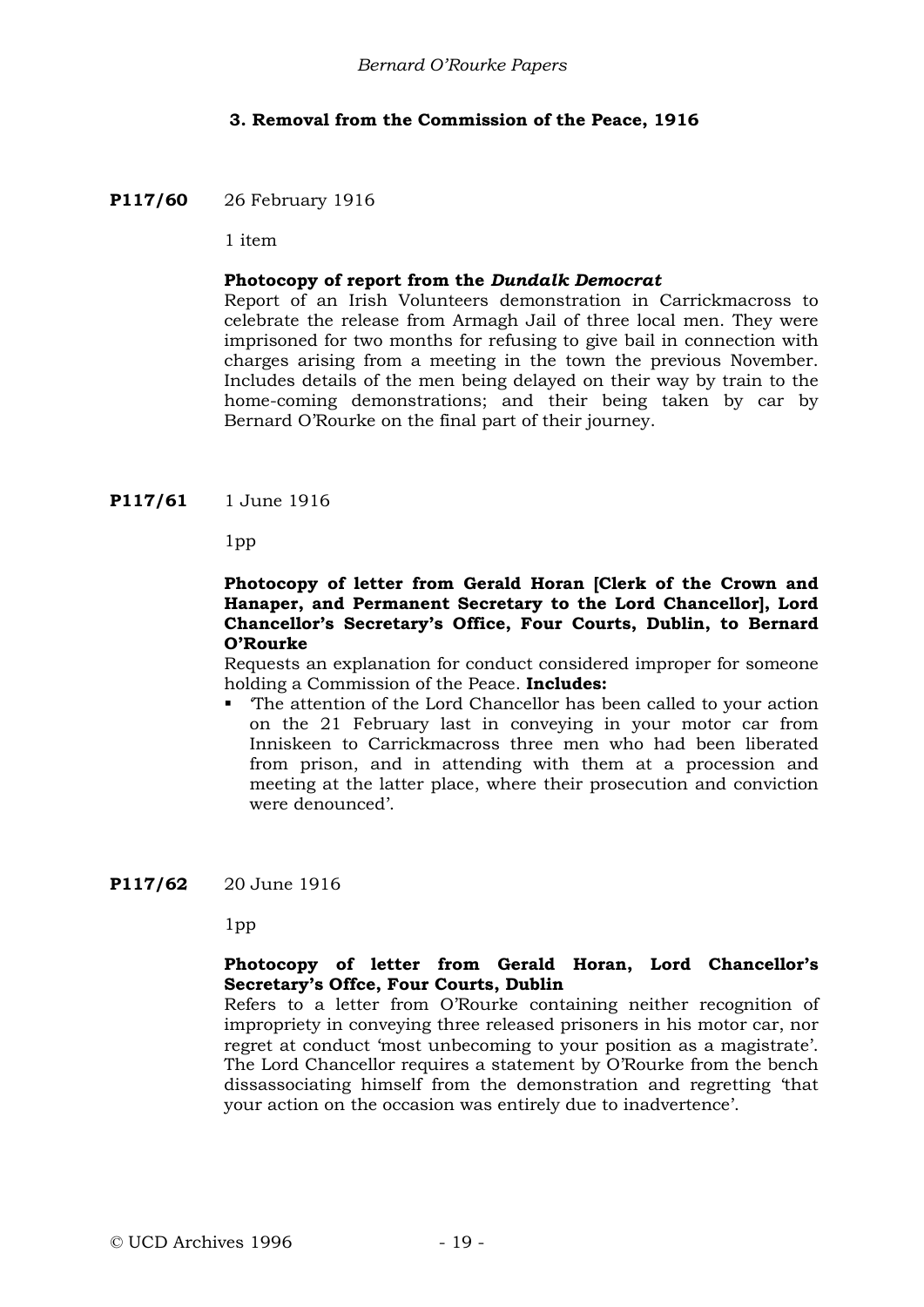### 3. Removal from the Commission of the Peace, 1916

**P117/60** 26 February 1916

1 item

**Photocopy of report from the *Dundalk Democrat***

Report of an Irish Volunteers demonstration in Carrickmacross to celebrate the release from Armagh Jail of three local men. They were imprisoned for two months for refusing to give bail in connection with charges arising from a meeting in the town the previous November. Includes details of the men being delayed on their way by train to the home-coming demonstrations; and their being taken by car by Bernard O'Rourke on the final part of their journey.

**P117/61** 1 June 1916

1pp

**Photocopy of letter from Gerald Horan [Clerk of the Crown and Hanaper, and Permanent Secretary to the Lord Chancellor], Lord Chancellor's Secretary's Office, Four Courts, Dublin, to Bernard O'Rourke**

Requests an explanation for conduct considered improper for someone holding a Commission of the Peace. **Includes:**

- 'The attention of the Lord Chancellor has been called to your action on the 21 February last in conveying in your motor car from Inniskeen to Carrickmacross three men who had been liberated from prison, and in attending with them at a procession and meeting at the latter place, where their prosecution and conviction were denounced'.

**P117/62** 20 June 1916

1pp

**Photocopy of letter from Gerald Horan, Lord Chancellor's Secretary's Offce, Four Courts, Dublin**

Refers to a letter from O'Rourke containing neither recognition of impropriety in conveying three released prisoners in his motor car, nor regret at conduct 'most unbecoming to your position as a magistrate'. The Lord Chancellor requires a statement by O'Rourke from the bench dissassociating himself from the demonstration and regretting 'that your action on the occasion was entirely due to inadvertence'.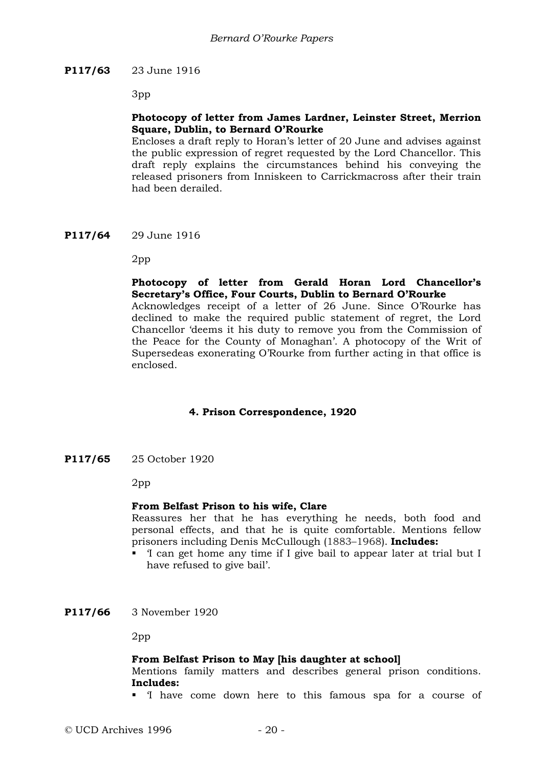**P117/63** 23 June 1916

3pp

**Photocopy of letter from James Lardner, Leinster Street, Merrion Square, Dublin, to Bernard O'Rourke**
Encloses a draft reply to Horan's letter of 20 June and advises against the public expression of regret requested by the Lord Chancellor. This draft reply explains the circumstances behind his conveying the released prisoners from Inniskeen to Carrickmacross after their train had been derailed.

**P117/64** 29 June 1916

2pp

**Photocopy of letter from Gerald Horan Lord Chancellor's Secretary's Office, Four Courts, Dublin to Bernard O'Rourke**
Acknowledges receipt of a letter of 26 June. Since O'Rourke has declined to make the required public statement of regret, the Lord Chancellor 'deems it his duty to remove you from the Commission of the Peace for the County of Monaghan'. A photocopy of the Writ of Supersedeas exonerating O'Rourke from further acting in that office is enclosed.

## 4. Prison Correspondence, 1920

**P117/65** 25 October 1920

2pp

**From Belfast Prison to his wife, Clare**
Reassures her that he has everything he needs, both food and personal effects, and that he is quite comfortable. Mentions fellow prisoners including Denis McCullough (1883–1968). **Includes:**

- 'I can get home any time if I give bail to appear later at trial but I have refused to give bail'.

**P117/66** 3 November 1920

2pp

**From Belfast Prison to May [his daughter at school]**
Mentions family matters and describes general prison conditions. **Includes:**

- 'I have come down here to this famous spa for a course of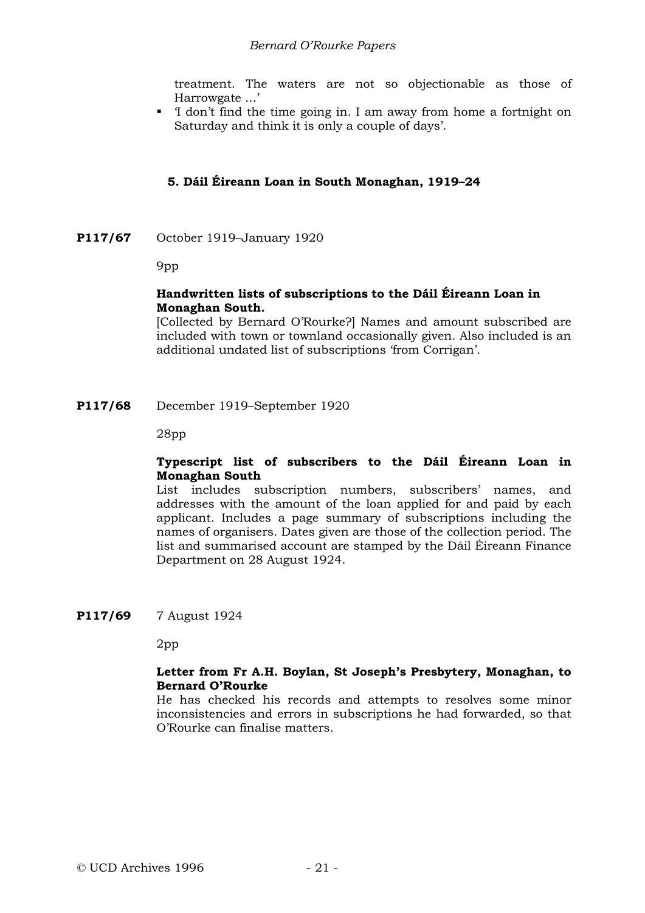treatment. The waters are not so objectionable as those of Harrowgate ...'

- 'I don't find the time going in. I am away from home a fortnight on Saturday and think it is only a couple of days'.

### 5. Dáil Éireann Loan in South Monaghan, 1919–24

**P117/67** October 1919–January 1920

9pp

**Handwritten lists of subscriptions to the Dáil Éireann Loan in Monaghan South.**
[Collected by Bernard O'Rourke?] Names and amount subscribed are included with town or townland occasionally given. Also included is an additional undated list of subscriptions 'from Corrigan'.

**P117/68** December 1919–September 1920

28pp

**Typescript list of subscribers to the Dáil Éireann Loan in Monaghan South**
List includes subscription numbers, subscribers' names, and addresses with the amount of the loan applied for and paid by each applicant. Includes a page summary of subscriptions including the names of organisers. Dates given are those of the collection period. The list and summarised account are stamped by the Dáil Éireann Finance Department on 28 August 1924.

**P117/69** 7 August 1924

2pp

**Letter from Fr A.H. Boylan, St Joseph's Presbytery, Monaghan, to Bernard O'Rourke**
He has checked his records and attempts to resolves some minor inconsistencies and errors in subscriptions he had forwarded, so that O'Rourke can finalise matters.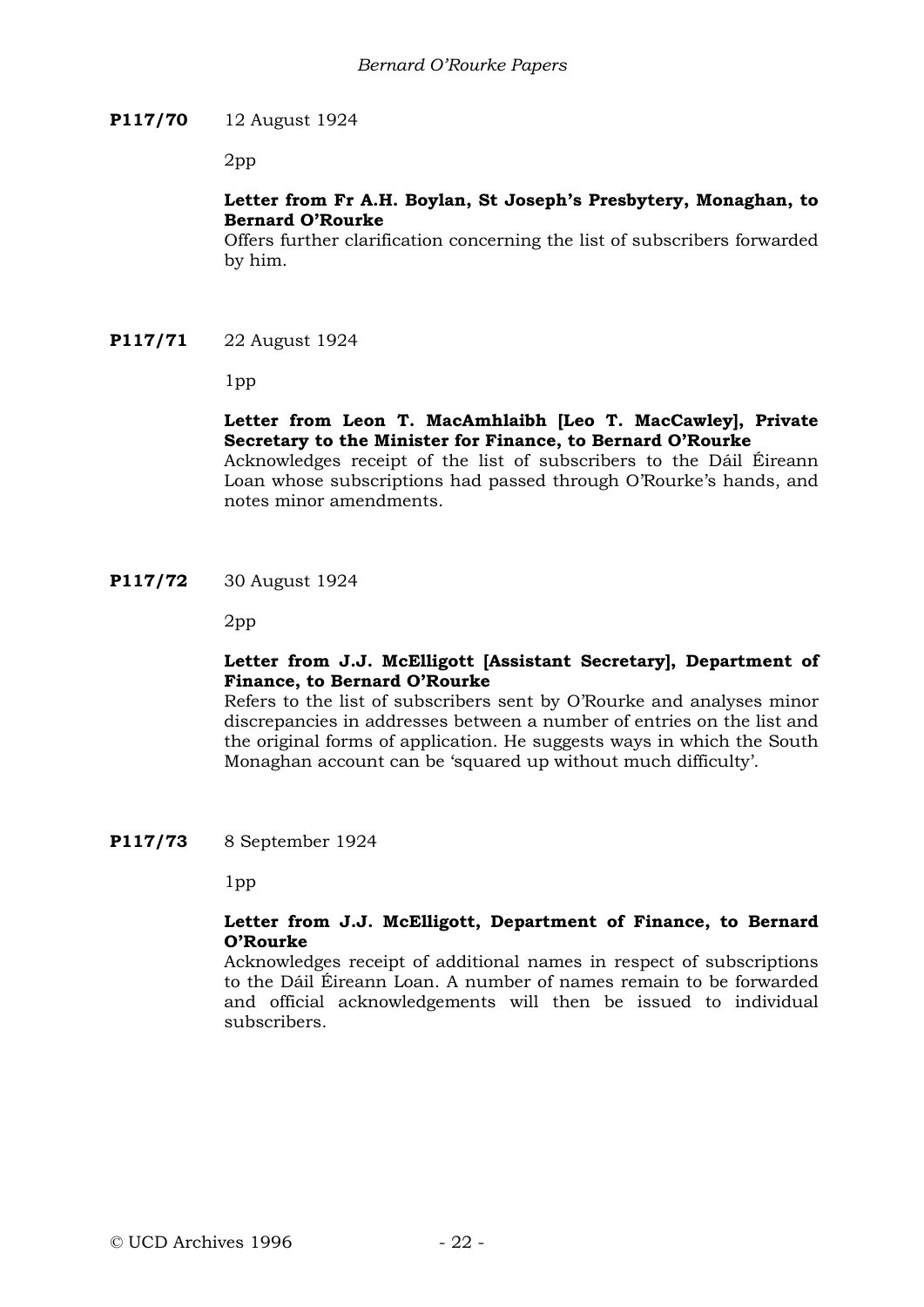**P117/70** 12 August 1924

2pp

**Letter from Fr A.H. Boylan, St Joseph's Presbytery, Monaghan, to Bernard O'Rourke**
Offers further clarification concerning the list of subscribers forwarded by him.

**P117/71** 22 August 1924

1pp

**Letter from Leon T. MacAmhlaibh [Leo T. MacCawley], Private Secretary to the Minister for Finance, to Bernard O'Rourke**
Acknowledges receipt of the list of subscribers to the Dáil Éireann Loan whose subscriptions had passed through O'Rourke's hands, and notes minor amendments.

**P117/72** 30 August 1924

2pp

**Letter from J.J. McElligott [Assistant Secretary], Department of Finance, to Bernard O'Rourke**
Refers to the list of subscribers sent by O'Rourke and analyses minor discrepancies in addresses between a number of entries on the list and the original forms of application. He suggests ways in which the South Monaghan account can be 'squared up without much difficulty'.

**P117/73** 8 September 1924

1pp

**Letter from J.J. McElligott, Department of Finance, to Bernard O'Rourke**
Acknowledges receipt of additional names in respect of subscriptions to the Dáil Éireann Loan. A number of names remain to be forwarded and official acknowledgements will then be issued to individual subscribers.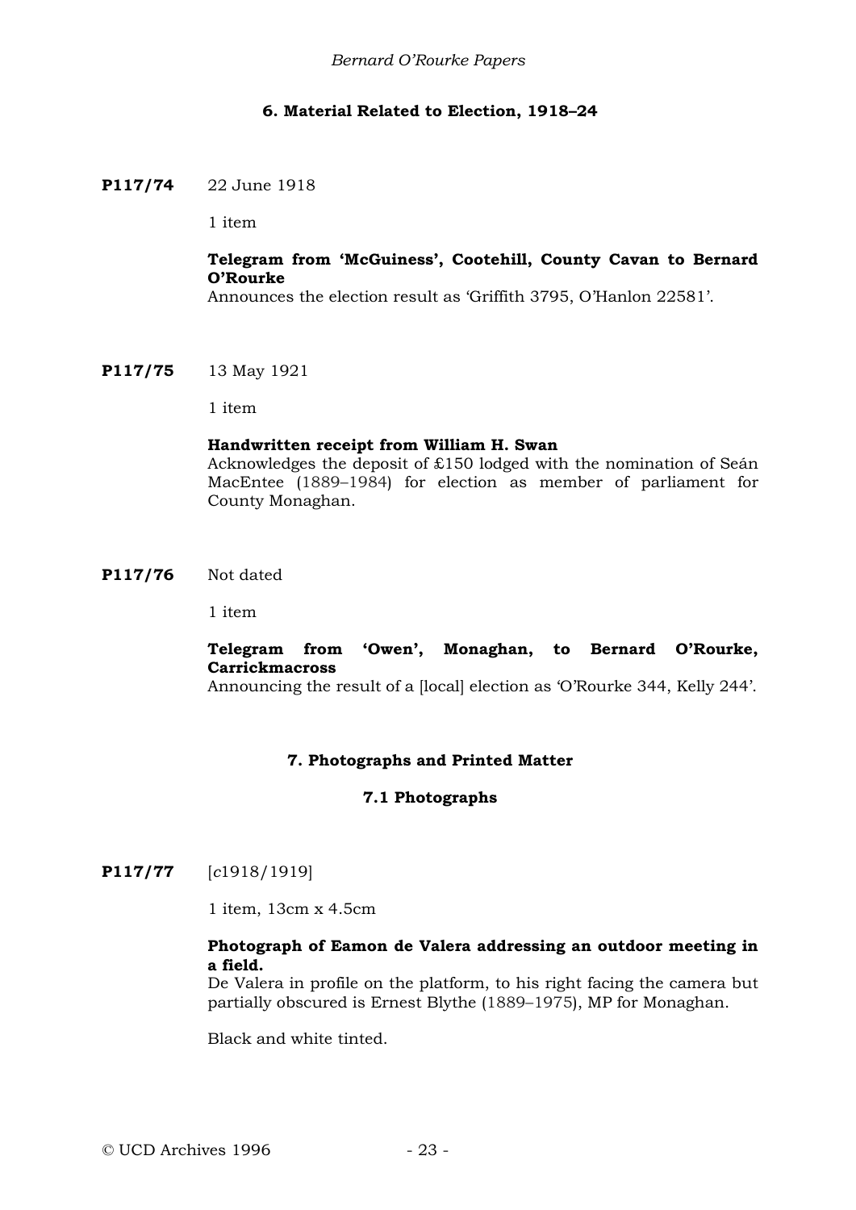## 6. Material Related to Election, 1918–24

**P117/74** 22 June 1918

1 item

**Telegram from 'McGuiness', Cootehill, County Cavan to Bernard O'Rourke**
Announces the election result as 'Griffith 3795, O'Hanlon 22581'.

**P117/75** 13 May 1921

1 item

**Handwritten receipt from William H. Swan**
Acknowledges the deposit of £150 lodged with the nomination of Seán MacEntee (1889–1984) for election as member of parliament for County Monaghan.

**P117/76** Not dated

1 item

**Telegram from 'Owen', Monaghan, to Bernard O'Rourke, Carrickmacross**
Announcing the result of a [local] election as 'O'Rourke 344, Kelly 244'.

## 7. Photographs and Printed Matter

### 7.1 Photographs

**P117/77** [*c*1918/1919]

1 item, 13cm x 4.5cm

**Photograph of Eamon de Valera addressing an outdoor meeting in a field.**
De Valera in profile on the platform, to his right facing the camera but partially obscured is Ernest Blythe (1889–1975), MP for Monaghan.

Black and white tinted.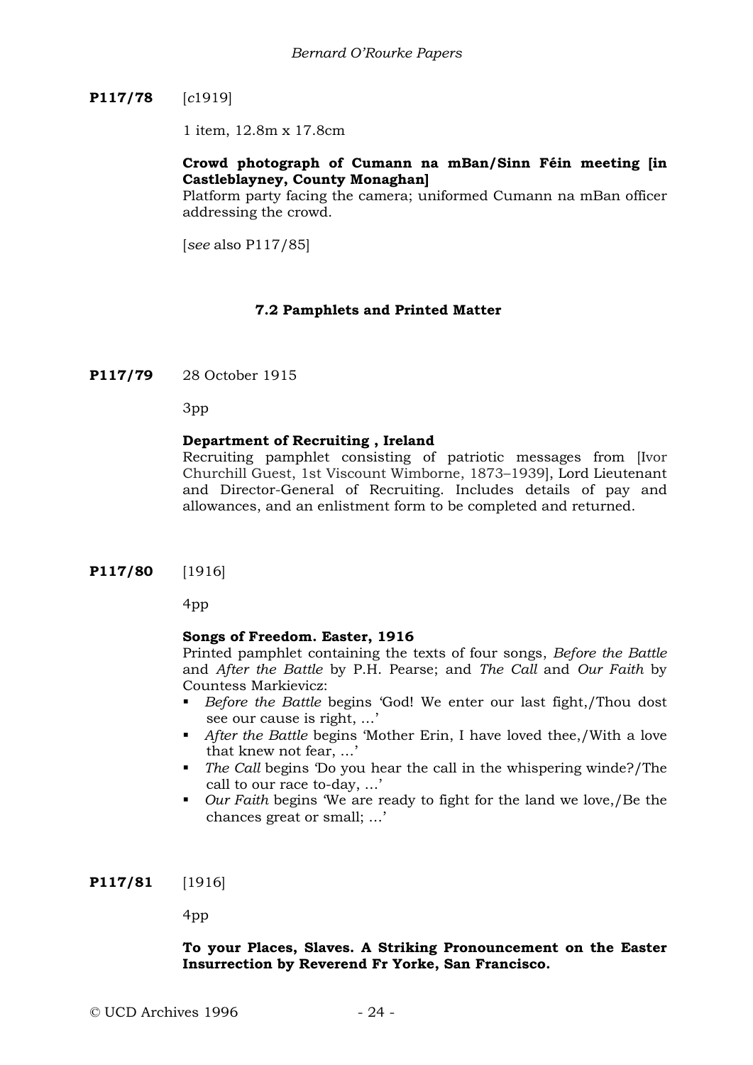**P117/78** [*c*1919]

1 item, 12.8m x 17.8cm

**Crowd photograph of Cumann na mBan/Sinn Féin meeting [in Castleblayney, County Monaghan]**
Platform party facing the camera; uniformed Cumann na mBan officer addressing the crowd.

[*see* also P117/85]

### 7.2 Pamphlets and Printed Matter

**P117/79** 28 October 1915

3pp

**Department of Recruiting , Ireland**
Recruiting pamphlet consisting of patriotic messages from [Ivor Churchill Guest, 1st Viscount Wimborne, 1873–1939], Lord Lieutenant and Director-General of Recruiting. Includes details of pay and allowances, and an enlistment form to be completed and returned.

**P117/80** [1916]

4pp

**Songs of Freedom. Easter, 1916**
Printed pamphlet containing the texts of four songs, *Before the Battle* and *After the Battle* by P.H. Pearse; and *The Call* and *Our Faith* by Countess Markievicz:

- *Before the Battle* begins 'God! We enter our last fight,/Thou dost see our cause is right, …'
- *After the Battle* begins 'Mother Erin, I have loved thee,/With a love that knew not fear, …'
- *The Call* begins 'Do you hear the call in the whispering winde?/The call to our race to-day, …'
- *Our Faith* begins 'We are ready to fight for the land we love,/Be the chances great or small; …'

**P117/81** [1916]

4pp

**To your Places, Slaves. A Striking Pronouncement on the Easter Insurrection by Reverend Fr Yorke, San Francisco.**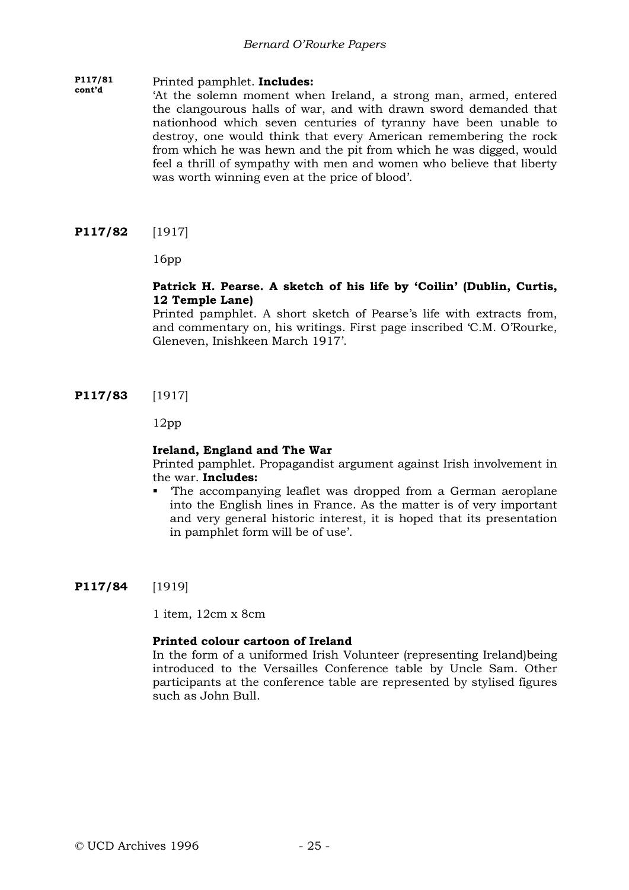**P117/81 cont'd**

Printed pamphlet. **Includes:**

'At the solemn moment when Ireland, a strong man, armed, entered the clangourous halls of war, and with drawn sword demanded that nationhood which seven centuries of tyranny have been unable to destroy, one would think that every American remembering the rock from which he was hewn and the pit from which he was digged, would feel a thrill of sympathy with men and women who believe that liberty was worth winning even at the price of blood'.

**P117/82** [1917]

16pp

**Patrick H. Pearse. A sketch of his life by 'Coilin' (Dublin, Curtis, 12 Temple Lane)**

Printed pamphlet. A short sketch of Pearse's life with extracts from, and commentary on, his writings. First page inscribed 'C.M. O'Rourke, Gleneven, Inishkeen March 1917'.

**P117/83** [1917]

12pp

**Ireland, England and The War**

Printed pamphlet. Propagandist argument against Irish involvement in the war. **Includes:**

- 'The accompanying leaflet was dropped from a German aeroplane into the English lines in France. As the matter is of very important and very general historic interest, it is hoped that its presentation in pamphlet form will be of use'.

**P117/84** [1919]

1 item, 12cm x 8cm

**Printed colour cartoon of Ireland**

In the form of a uniformed Irish Volunteer (representing Ireland)being introduced to the Versailles Conference table by Uncle Sam. Other participants at the conference table are represented by stylised figures such as John Bull.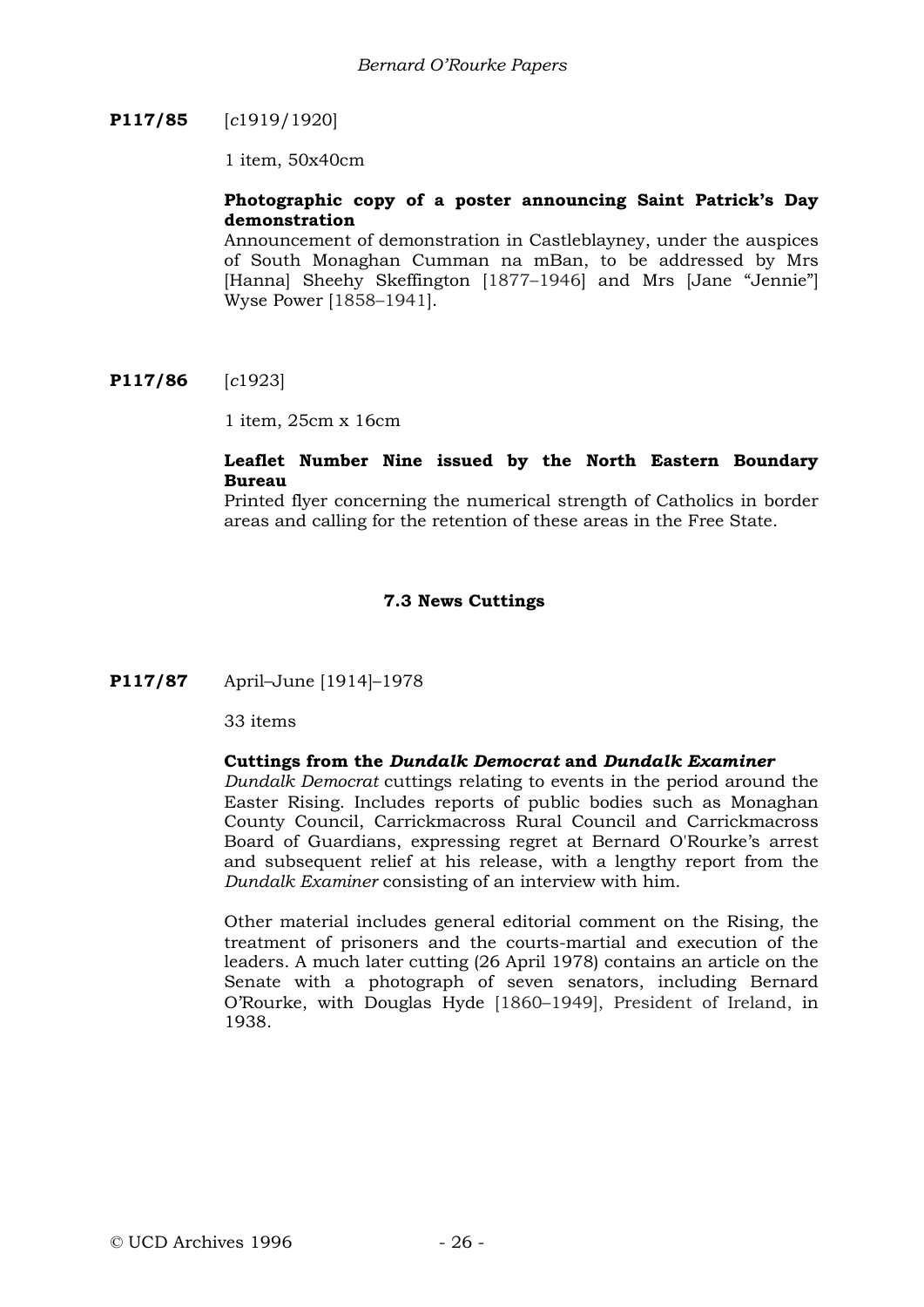**P117/85** [*c*1919/1920]

1 item, 50x40cm

**Photographic copy of a poster announcing Saint Patrick's Day demonstration**

Announcement of demonstration in Castleblayney, under the auspices of South Monaghan Cumman na mBan, to be addressed by Mrs [Hanna] Sheehy Skeffington [1877–1946] and Mrs [Jane "Jennie"] Wyse Power [1858–1941].

**P117/86** [*c*1923]

1 item, 25cm x 16cm

**Leaflet Number Nine issued by the North Eastern Boundary Bureau**

Printed flyer concerning the numerical strength of Catholics in border areas and calling for the retention of these areas in the Free State.

### 7.3 News Cuttings

**P117/87** April–June [1914]–1978

33 items

**Cuttings from the *Dundalk Democrat* and *Dundalk Examiner***

*Dundalk Democrat* cuttings relating to events in the period around the Easter Rising. Includes reports of public bodies such as Monaghan County Council, Carrickmacross Rural Council and Carrickmacross Board of Guardians, expressing regret at Bernard O'Rourke's arrest and subsequent relief at his release, with a lengthy report from the *Dundalk Examiner* consisting of an interview with him.

Other material includes general editorial comment on the Rising, the treatment of prisoners and the courts-martial and execution of the leaders. A much later cutting (26 April 1978) contains an article on the Senate with a photograph of seven senators, including Bernard O'Rourke, with Douglas Hyde [1860–1949], President of Ireland, in 1938.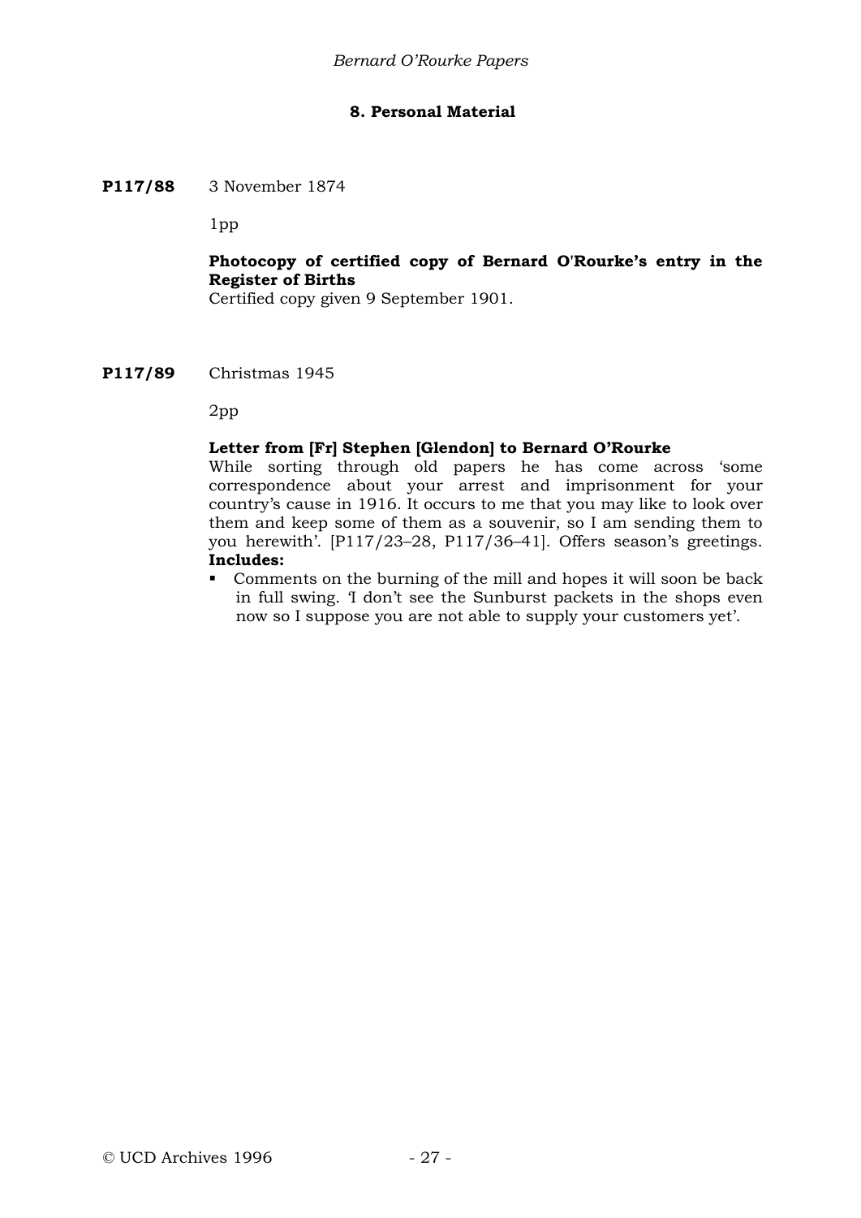## 8. Personal Material

**P117/88** 3 November 1874

1pp

**Photocopy of certified copy of Bernard O'Rourke's entry in the Register of Births**
Certified copy given 9 September 1901.

**P117/89** Christmas 1945

2pp

**Letter from [Fr] Stephen [Glendon] to Bernard O'Rourke**
While sorting through old papers he has come across 'some correspondence about your arrest and imprisonment for your country's cause in 1916. It occurs to me that you may like to look over them and keep some of them as a souvenir, so I am sending them to you herewith'. [P117/23–28, P117/36–41]. Offers season's greetings.
**Includes:**

- Comments on the burning of the mill and hopes it will soon be back in full swing. 'I don't see the Sunburst packets in the shops even now so I suppose you are not able to supply your customers yet'.

© UCD Archives 1996